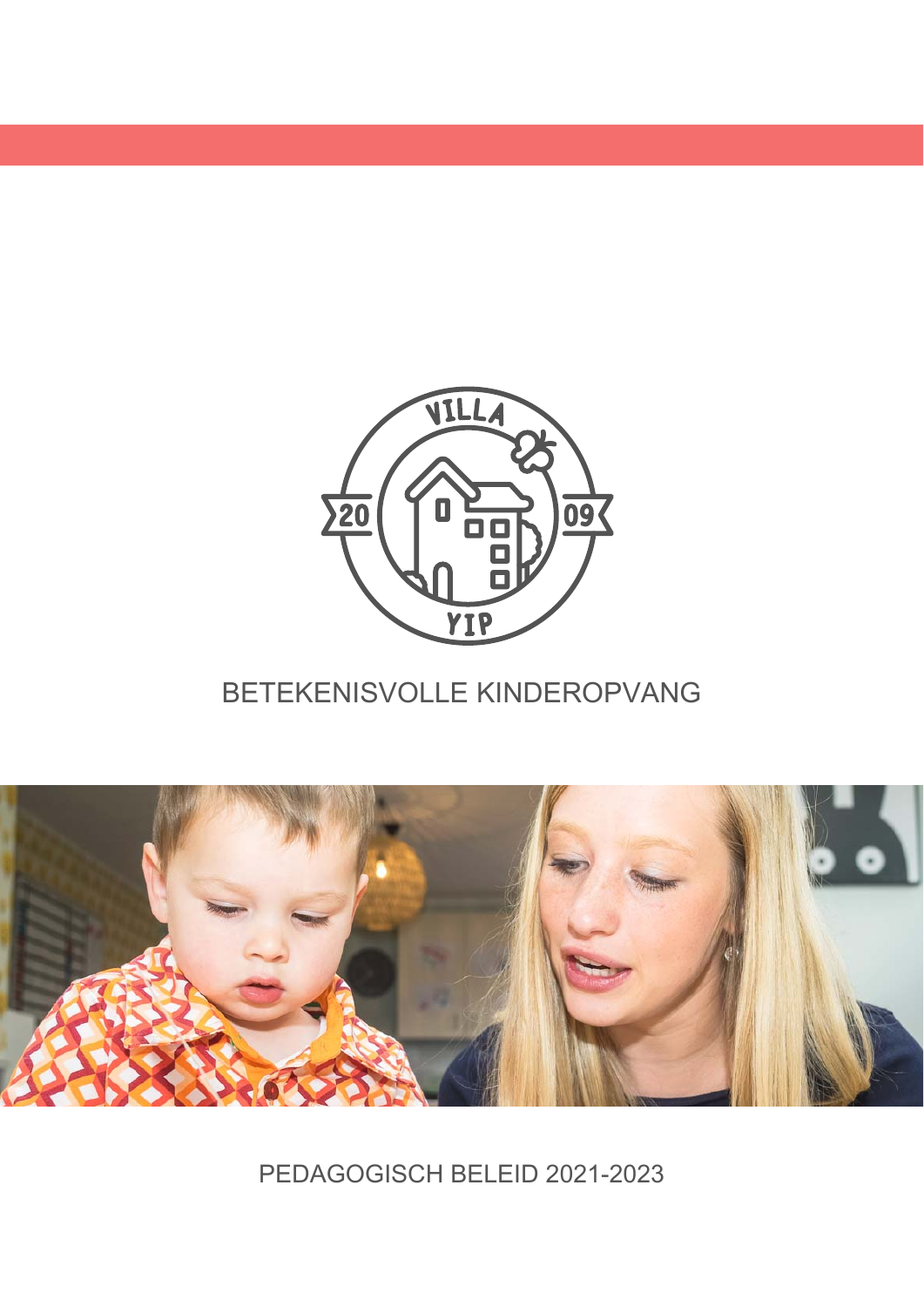VILLA YIP

20 09

BETEKENISVOLLE KINDEROPVANG

PEDAGOGISCH BELEID 2021-2023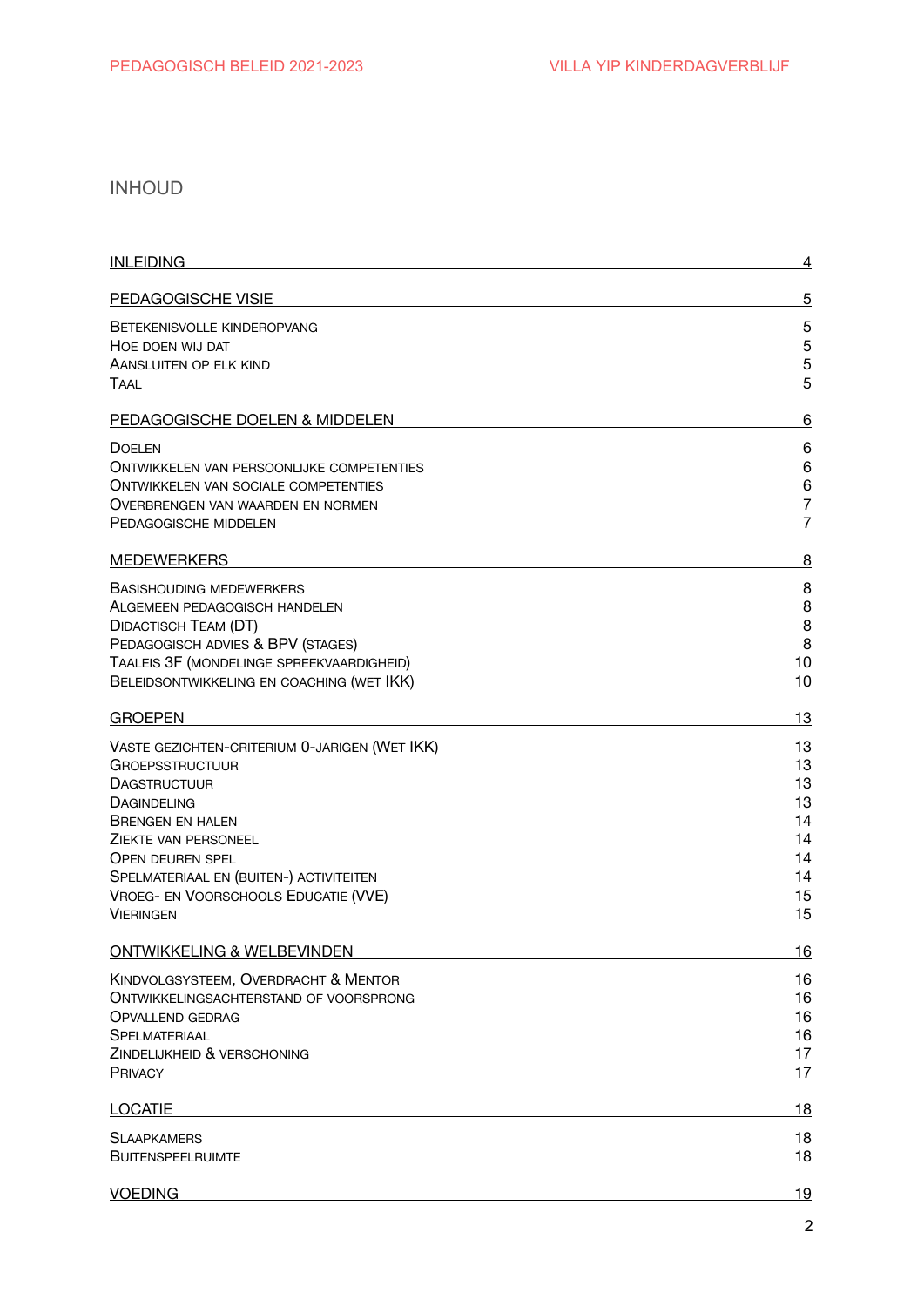# INHOUD

| | |
|---|---|
| INLEIDING | 4 |
| PEDAGOGISCHE VISIE | 5 |
| Betekenisvolle kinderopvang | 5 |
| Hoe doen wij dat | 5 |
| Aansluiten op elk kind | 5 |
| Taal | 5 |
| PEDAGOGISCHE DOELEN & MIDDELEN | 6 |
| Doelen | 6 |
| Ontwikkelen van persoonlijke competenties | 6 |
| Ontwikkelen van sociale competenties | 6 |
| Overbrengen van waarden en normen | 7 |
| Pedagogische middelen | 7 |
| MEDEWERKERS | 8 |
| Basishouding medewerkers | 8 |
| Algemeen pedagogisch handelen | 8 |
| Didactisch Team (DT) | 8 |
| Pedagogisch advies & BPV (stages) | 8 |
| Taaleis 3F (mondelinge spreekvaardigheid) | 10 |
| Beleidsontwikkeling en coaching (wet IKK) | 10 |
| GROEPEN | 13 |
| Vaste gezichten-criterium 0-jarigen (Wet IKK) | 13 |
| Groepsstructuur | 13 |
| Dagstructuur | 13 |
| Dagindeling | 13 |
| Brengen en halen | 14 |
| Ziekte van personeel | 14 |
| Open deuren spel | 14 |
| Spelmateriaal en (buiten-) activiteiten | 14 |
| Vroeg- en Voorschools Educatie (VVE) | 15 |
| Vieringen | 15 |
| ONTWIKKELING & WELBEVINDEN | 16 |
| Kindvolgsysteem, Overdracht & Mentor | 16 |
| Ontwikkelingsachterstand of voorsprong | 16 |
| Opvallend gedrag | 16 |
| Spelmateriaal | 16 |
| Zindelijkheid & verschoning | 17 |
| Privacy | 17 |
| LOCATIE | 18 |
| Slaapkamers | 18 |
| Buitenspeelruimte | 18 |
| VOEDING | 19 |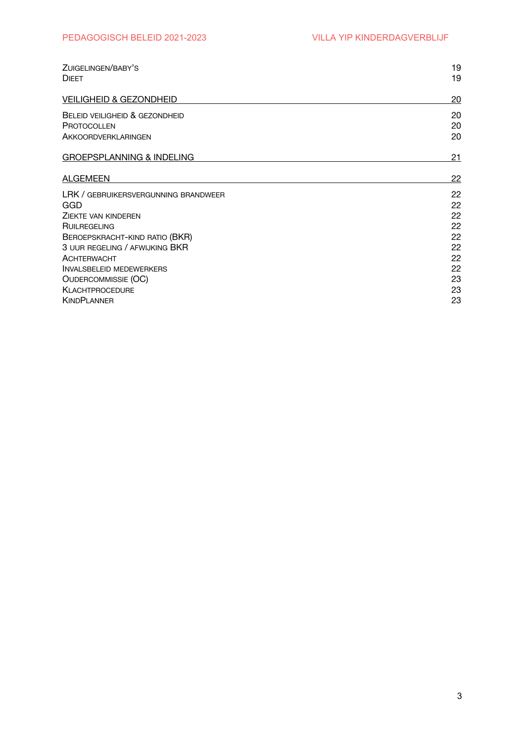| | |
|---|---|
| Zuigelingen/baby's | 19 |
| Dieet | 19 |
| **VEILIGHEID & GEZONDHEID** | **20** |
| Beleid veiligheid & gezondheid | 20 |
| Protocollen | 20 |
| Akkoordverklaringen | 20 |
| **GROEPSPLANNING & INDELING** | **21** |
| **ALGEMEEN** | **22** |
| LRK / gebruikersvergunning brandweer | 22 |
| GGD | 22 |
| Ziekte van kinderen | 22 |
| Ruilregeling | 22 |
| Beroepskracht-kind ratio (BKR) | 22 |
| 3 uur regeling / afwijking BKR | 22 |
| Achterwacht | 22 |
| Invalsbeleid medewerkers | 22 |
| Oudercommissie (OC) | 23 |
| Klachtprocedure | 23 |
| KindPlanner | 23 |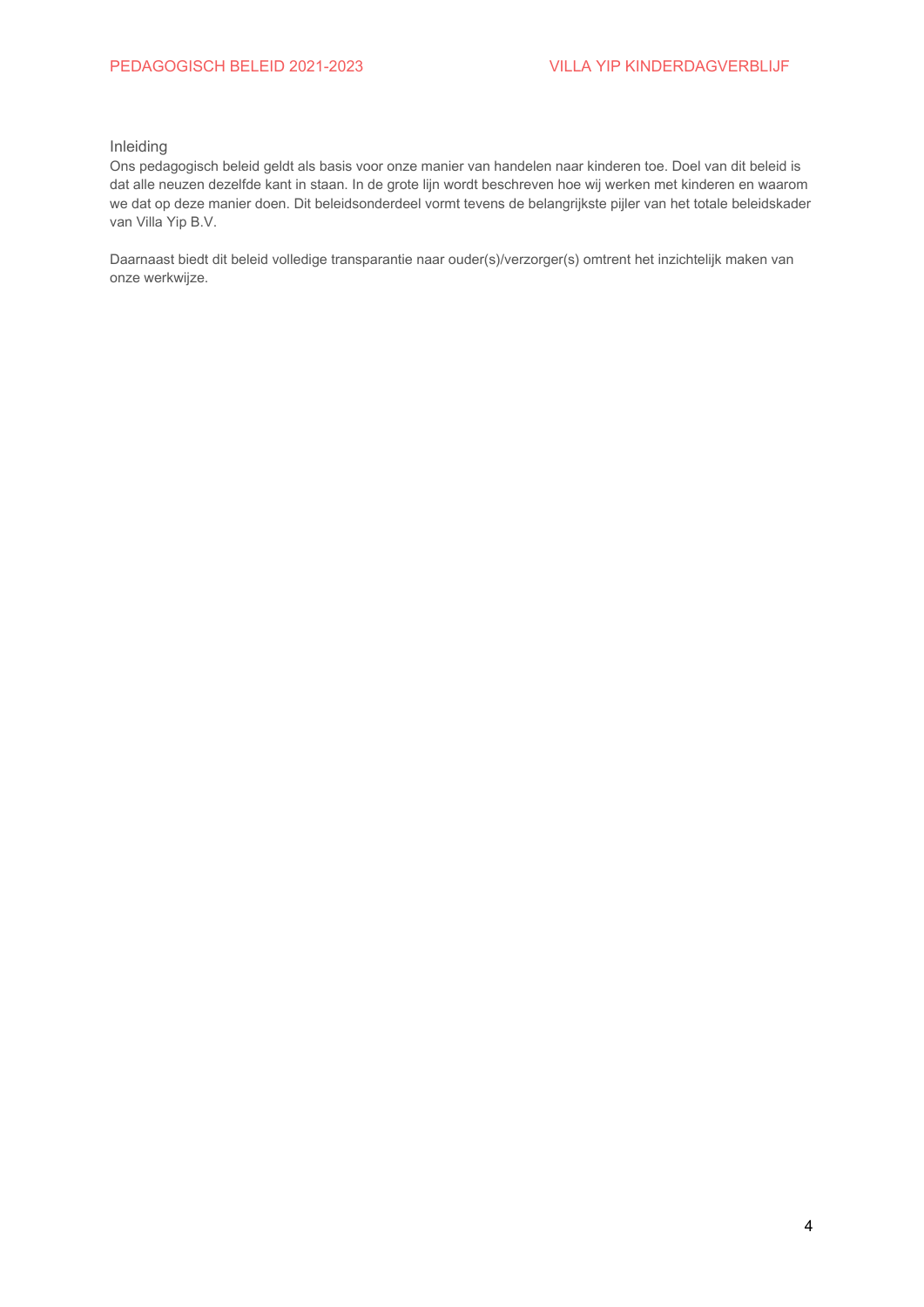## Inleiding

Ons pedagogisch beleid geldt als basis voor onze manier van handelen naar kinderen toe. Doel van dit beleid is dat alle neuzen dezelfde kant in staan. In de grote lijn wordt beschreven hoe wij werken met kinderen en waarom we dat op deze manier doen. Dit beleidsonderdeel vormt tevens de belangrijkste pijler van het totale beleidskader van Villa Yip B.V.

Daarnaast biedt dit beleid volledige transparantie naar ouder(s)/verzorger(s) omtrent het inzichtelijk maken van onze werkwijze.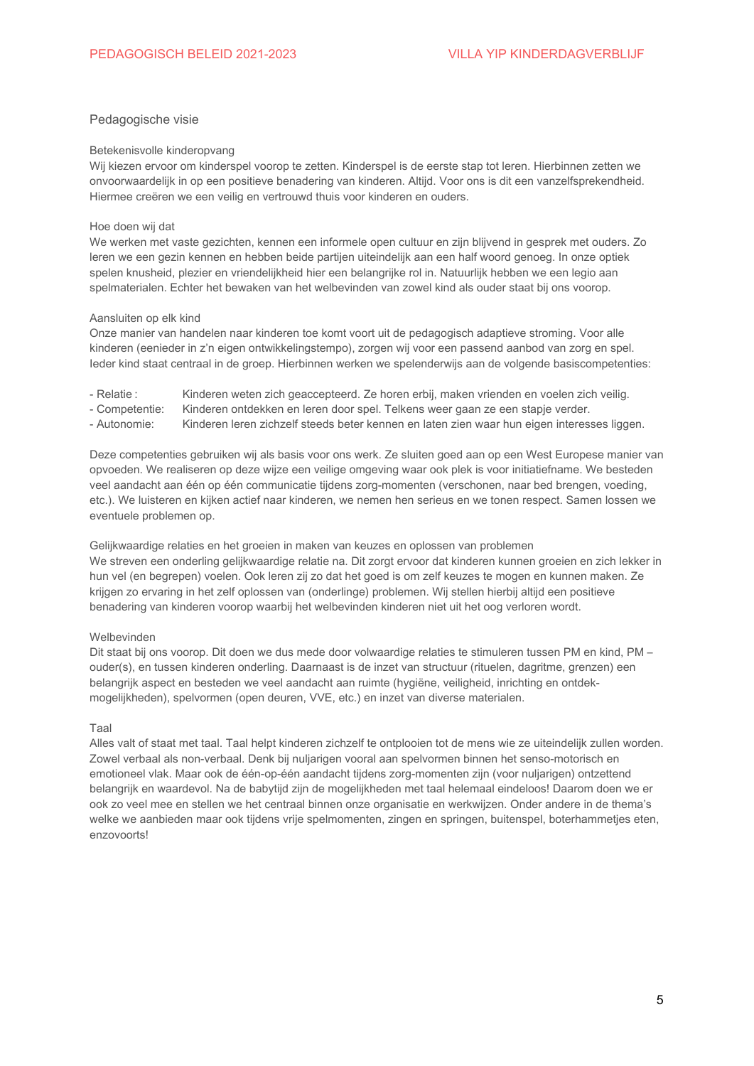## Pedagogische visie

### Betekenisvolle kinderopvang

Wij kiezen ervoor om kinderspel voorop te zetten. Kinderspel is de eerste stap tot leren. Hierbinnen zetten we onvoorwaardelijk in op een positieve benadering van kinderen. Altijd. Voor ons is dit een vanzelfsprekendheid. Hiermee creëren we een veilig en vertrouwd thuis voor kinderen en ouders.

### Hoe doen wij dat

We werken met vaste gezichten, kennen een informele open cultuur en zijn blijvend in gesprek met ouders. Zo leren we een gezin kennen en hebben beide partijen uiteindelijk aan een half woord genoeg. In onze optiek spelen knusheid, plezier en vriendelijkheid hier een belangrijke rol in. Natuurlijk hebben we een legio aan spelmaterialen. Echter het bewaken van het welbevinden van zowel kind als ouder staat bij ons voorop.

### Aansluiten op elk kind

Onze manier van handelen naar kinderen toe komt voort uit de pedagogisch adaptieve stroming. Voor alle kinderen (eenieder in z'n eigen ontwikkelingstempo), zorgen wij voor een passend aanbod van zorg en spel. Ieder kind staat centraal in de groep. Hierbinnen werken we spelenderwijs aan de volgende basiscompetenties:

- Relatie : Kinderen weten zich geaccepteerd. Ze horen erbij, maken vrienden en voelen zich veilig.
- Competentie: Kinderen ontdekken en leren door spel. Telkens weer gaan ze een stapje verder.
- Autonomie: Kinderen leren zichzelf steeds beter kennen en laten zien waar hun eigen interesses liggen.

Deze competenties gebruiken wij als basis voor ons werk. Ze sluiten goed aan op een West Europese manier van opvoeden. We realiseren op deze wijze een veilige omgeving waar ook plek is voor initiatiefname. We besteden veel aandacht aan één op één communicatie tijdens zorg-momenten (verschonen, naar bed brengen, voeding, etc.). We luisteren en kijken actief naar kinderen, we nemen hen serieus en we tonen respect. Samen lossen we eventuele problemen op.

### Gelijkwaardige relaties en het groeien in maken van keuzes en oplossen van problemen

We streven een onderling gelijkwaardige relatie na. Dit zorgt ervoor dat kinderen kunnen groeien en zich lekker in hun vel (en begrepen) voelen. Ook leren zij zo dat het goed is om zelf keuzes te mogen en kunnen maken. Ze krijgen zo ervaring in het zelf oplossen van (onderlinge) problemen. Wij stellen hierbij altijd een positieve benadering van kinderen voorop waarbij het welbevinden kinderen niet uit het oog verloren wordt.

### Welbevinden

Dit staat bij ons voorop. Dit doen we dus mede door volwaardige relaties te stimuleren tussen PM en kind, PM – ouder(s), en tussen kinderen onderling. Daarnaast is de inzet van structuur (rituelen, dagritme, grenzen) een belangrijk aspect en besteden we veel aandacht aan ruimte (hygiëne, veiligheid, inrichting en ontdek-mogelijkheden), spelvormen (open deuren, VVE, etc.) en inzet van diverse materialen.

### Taal

Alles valt of staat met taal. Taal helpt kinderen zichzelf te ontplooien tot de mens wie ze uiteindelijk zullen worden. Zowel verbaal als non-verbaal. Denk bij nuljarigen vooral aan spelvormen binnen het senso-motorisch en emotioneel vlak. Maar ook de één-op-één aandacht tijdens zorg-momenten zijn (voor nuljarigen) ontzettend belangrijk en waardevol. Na de babytijd zijn de mogelijkheden met taal helemaal eindeloos! Daarom doen we er ook zo veel mee en stellen we het centraal binnen onze organisatie en werkwijzen. Onder andere in de thema's welke we aanbieden maar ook tijdens vrije spelmomenten, zingen en springen, buitenspel, boterhammetjes eten, enzovoorts!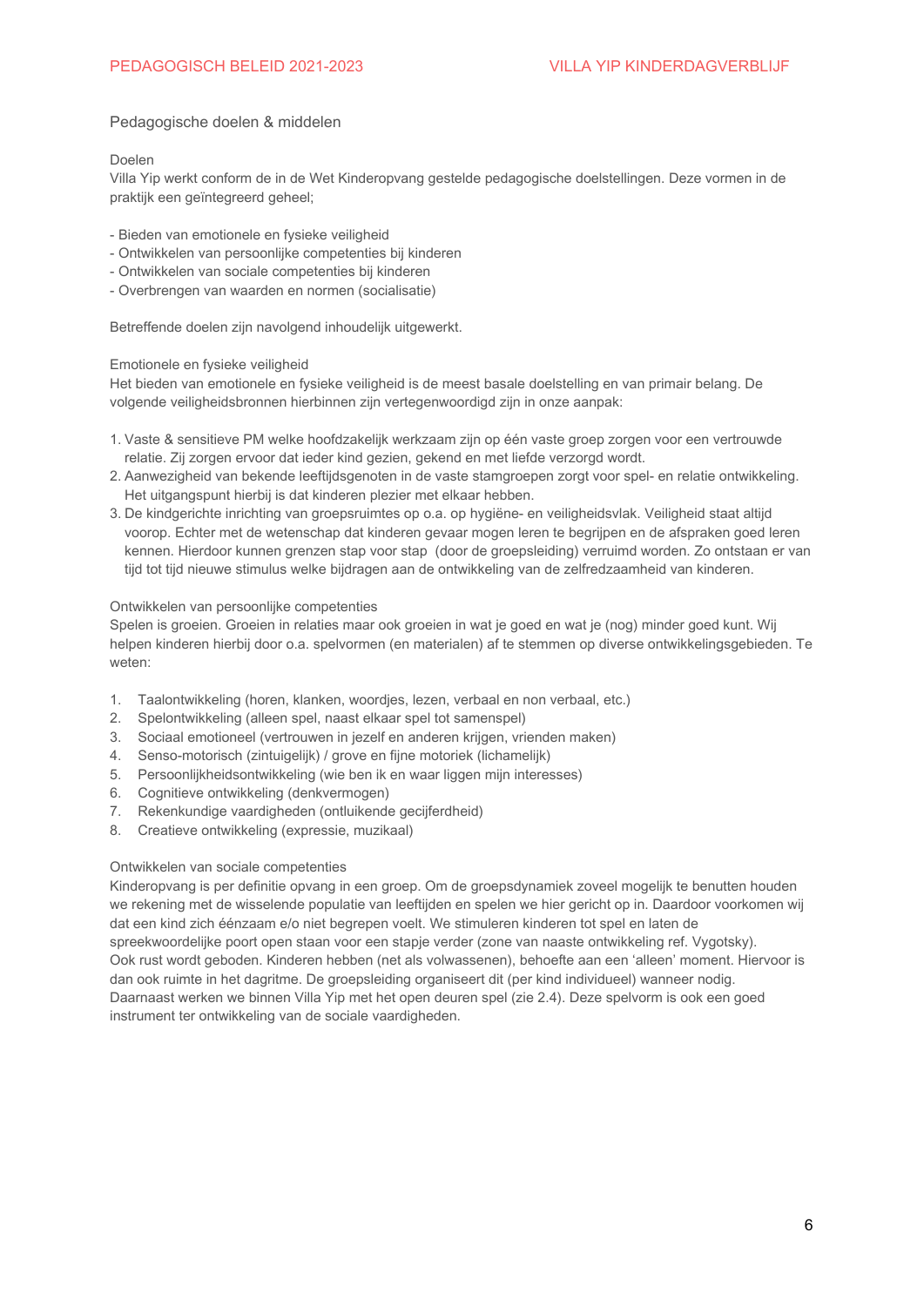## Pedagogische doelen & middelen

### Doelen

Villa Yip werkt conform de in de Wet Kinderopvang gestelde pedagogische doelstellingen. Deze vormen in de praktijk een geïntegreerd geheel;

- Bieden van emotionele en fysieke veiligheid
- Ontwikkelen van persoonlijke competenties bij kinderen
- Ontwikkelen van sociale competenties bij kinderen
- Overbrengen van waarden en normen (socialisatie)

Betreffende doelen zijn navolgend inhoudelijk uitgewerkt.

### Emotionele en fysieke veiligheid

Het bieden van emotionele en fysieke veiligheid is de meest basale doelstelling en van primair belang. De volgende veiligheidsbronnen hierbinnen zijn vertegenwoordigd zijn in onze aanpak:

1. Vaste & sensitieve PM welke hoofdzakelijk werkzaam zijn op één vaste groep zorgen voor een vertrouwde relatie. Zij zorgen ervoor dat ieder kind gezien, gekend en met liefde verzorgd wordt.
2. Aanwezigheid van bekende leeftijdsgenoten in de vaste stamgroepen zorgt voor spel- en relatie ontwikkeling. Het uitgangspunt hierbij is dat kinderen plezier met elkaar hebben.
3. De kindgerichte inrichting van groepsruimtes op o.a. op hygiëne- en veiligheidsvlak. Veiligheid staat altijd voorop. Echter met de wetenschap dat kinderen gevaar mogen leren te begrijpen en de afspraken goed leren kennen. Hierdoor kunnen grenzen stap voor stap (door de groepsleiding) verruimd worden. Zo ontstaan er van tijd tot tijd nieuwe stimulus welke bijdragen aan de ontwikkeling van de zelfredzaamheid van kinderen.

### Ontwikkelen van persoonlijke competenties

Spelen is groeien. Groeien in relaties maar ook groeien in wat je goed en wat je (nog) minder goed kunt. Wij helpen kinderen hierbij door o.a. spelvormen (en materialen) af te stemmen op diverse ontwikkelingsgebieden. Te weten:

1. Taalontwikkeling (horen, klanken, woordjes, lezen, verbaal en non verbaal, etc.)
2. Spelontwikkeling (alleen spel, naast elkaar spel tot samenspel)
3. Sociaal emotioneel (vertrouwen in jezelf en anderen krijgen, vrienden maken)
4. Senso-motorisch (zintuigelijk) / grove en fijne motoriek (lichamelijk)
5. Persoonlijkheidsontwikkeling (wie ben ik en waar liggen mijn interesses)
6. Cognitieve ontwikkeling (denkvermogen)
7. Rekenkundige vaardigheden (ontluikende gecijferdheid)
8. Creatieve ontwikkeling (expressie, muzikaal)

### Ontwikkelen van sociale competenties

Kinderopvang is per definitie opvang in een groep. Om de groepsdynamiek zoveel mogelijk te benutten houden we rekening met de wisselende populatie van leeftijden en spelen we hier gericht op in. Daardoor voorkomen wij dat een kind zich éénzaam e/o niet begrepen voelt. We stimuleren kinderen tot spel en laten de spreekwoordelijke poort open staan voor een stapje verder (zone van naaste ontwikkeling ref. Vygotsky).
Ook rust wordt geboden. Kinderen hebben (net als volwassenen), behoefte aan een 'alleen' moment. Hiervoor is dan ook ruimte in het dagritme. De groepsleiding organiseert dit (per kind individueel) wanneer nodig.
Daarnaast werken we binnen Villa Yip met het open deuren spel (zie 2.4). Deze spelvorm is ook een goed instrument ter ontwikkeling van de sociale vaardigheden.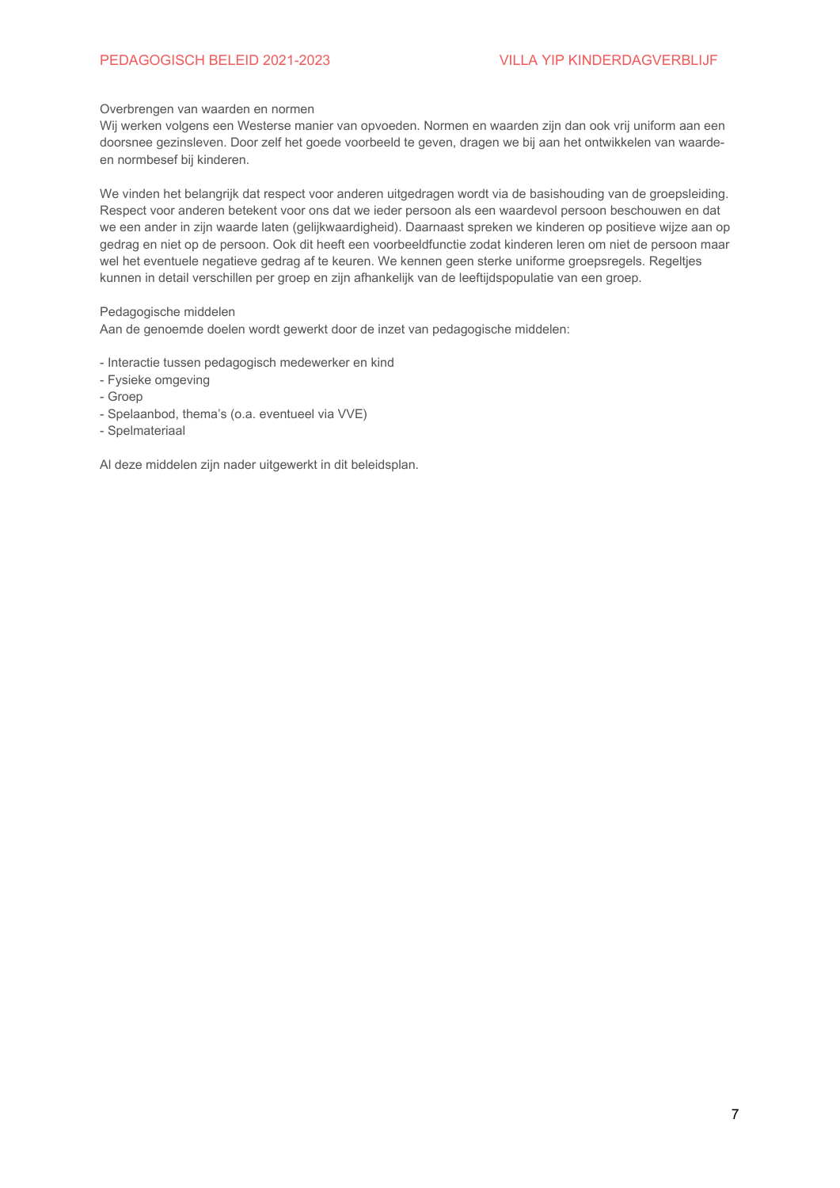Overbrengen van waarden en normen

Wij werken volgens een Westerse manier van opvoeden. Normen en waarden zijn dan ook vrij uniform aan een doorsnee gezinsleven. Door zelf het goede voorbeeld te geven, dragen we bij aan het ontwikkelen van waarde- en normbesef bij kinderen.

We vinden het belangrijk dat respect voor anderen uitgedragen wordt via de basishouding van de groepsleiding. Respect voor anderen betekent voor ons dat we ieder persoon als een waardevol persoon beschouwen en dat we een ander in zijn waarde laten (gelijkwaardigheid). Daarnaast spreken we kinderen op positieve wijze aan op gedrag en niet op de persoon. Ook dit heeft een voorbeeldfunctie zodat kinderen leren om niet de persoon maar wel het eventuele negatieve gedrag af te keuren. We kennen geen sterke uniforme groepsregels. Regeltjes kunnen in detail verschillen per groep en zijn afhankelijk van de leeftijdspopulatie van een groep.

Pedagogische middelen

Aan de genoemde doelen wordt gewerkt door de inzet van pedagogische middelen:

- Interactie tussen pedagogisch medewerker en kind
- Fysieke omgeving
- Groep
- Spelaanbod, thema's (o.a. eventueel via VVE)
- Spelmateriaal

Al deze middelen zijn nader uitgewerkt in dit beleidsplan.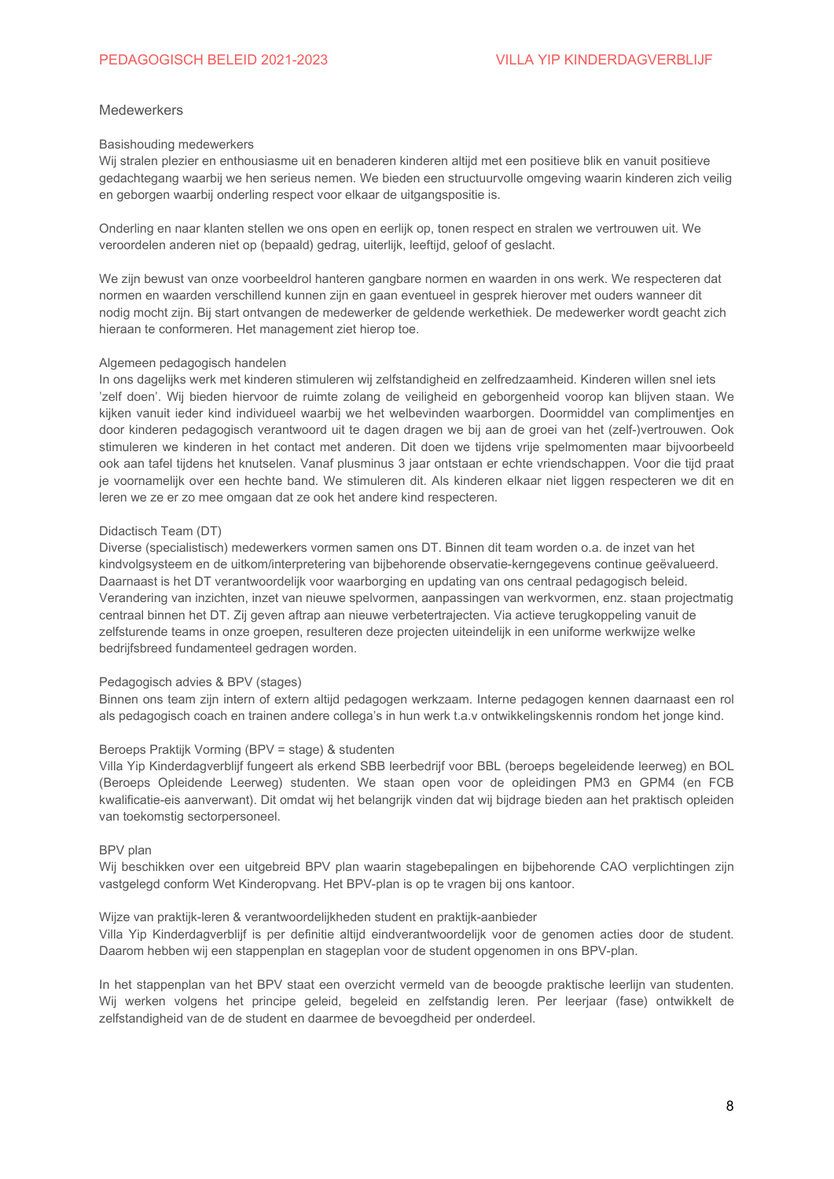## Medewerkers

### Basishouding medewerkers

Wij stralen plezier en enthousiasme uit en benaderen kinderen altijd met een positieve blik en vanuit positieve gedachtegang waarbij we hen serieus nemen. We bieden een structuurvolle omgeving waarin kinderen zich veilig en geborgen waarbij onderling respect voor elkaar de uitgangspositie is.

Onderling en naar klanten stellen we ons open en eerlijk op, tonen respect en stralen we vertrouwen uit. We veroordelen anderen niet op (bepaald) gedrag, uiterlijk, leeftijd, geloof of geslacht.

We zijn bewust van onze voorbeeldrol hanteren gangbare normen en waarden in ons werk. We respecteren dat normen en waarden verschillend kunnen zijn en gaan eventueel in gesprek hierover met ouders wanneer dit nodig mocht zijn. Bij start ontvangen de medewerker de geldende werkethiek. De medewerker wordt geacht zich hieraan te conformeren. Het management ziet hierop toe.

### Algemeen pedagogisch handelen

In ons dagelijks werk met kinderen stimuleren wij zelfstandigheid en zelfredzaamheid. Kinderen willen snel iets 'zelf doen'. Wij bieden hiervoor de ruimte zolang de veiligheid en geborgenheid voorop kan blijven staan. We kijken vanuit ieder kind individueel waarbij we het welbevinden waarborgen. Doormiddel van complimentjes en door kinderen pedagogisch verantwoord uit te dagen dragen we bij aan de groei van het (zelf-)vertrouwen. Ook stimuleren we kinderen in het contact met anderen. Dit doen we tijdens vrije spelmomenten maar bijvoorbeeld ook aan tafel tijdens het knutselen. Vanaf plusminus 3 jaar ontstaan er echte vriendschappen. Voor die tijd praat je voornamelijk over een hechte band. We stimuleren dit. Als kinderen elkaar niet liggen respecteren we dit en leren we ze er zo mee omgaan dat ze ook het andere kind respecteren.

### Didactisch Team (DT)

Diverse (specialistisch) medewerkers vormen samen ons DT. Binnen dit team worden o.a. de inzet van het kindvolgsysteem en de uitkom/interpretering van bijbehorende observatie-kerngegevens continue geëvalueerd. Daarnaast is het DT verantwoordelijk voor waarborging en updating van ons centraal pedagogisch beleid. Verandering van inzichten, inzet van nieuwe spelvormen, aanpassingen van werkvormen, enz. staan projectmatig centraal binnen het DT. Zij geven aftrap aan nieuwe verbetertrajecten. Via actieve terugkoppeling vanuit de zelfsturende teams in onze groepen, resulteren deze projecten uiteindelijk in een uniforme werkwijze welke bedrijfsbreed fundamenteel gedragen worden.

### Pedagogisch advies & BPV (stages)

Binnen ons team zijn intern of extern altijd pedagogen werkzaam. Interne pedagogen kennen daarnaast een rol als pedagogisch coach en trainen andere collega's in hun werk t.a.v ontwikkelingskennis rondom het jonge kind.

### Beroeps Praktijk Vorming (BPV = stage) & studenten

Villa Yip Kinderdagverblijf fungeert als erkend SBB leerbedrijf voor BBL (beroeps begeleidende leerweg) en BOL (Beroeps Opleidende Leerweg) studenten. We staan open voor de opleidingen PM3 en GPM4 (en FCB kwalificatie-eis aanverwant). Dit omdat wij het belangrijk vinden dat wij bijdrage bieden aan het praktisch opleiden van toekomstig sectorpersoneel.

### BPV plan

Wij beschikken over een uitgebreid BPV plan waarin stagebepalingen en bijbehorende CAO verplichtingen zijn vastgelegd conform Wet Kinderopvang. Het BPV-plan is op te vragen bij ons kantoor.

### Wijze van praktijk-leren & verantwoordelijkheden student en praktijk-aanbieder

Villa Yip Kinderdagverblijf is per definitie altijd eindverantwoordelijk voor de genomen acties door de student. Daarom hebben wij een stappenplan en stageplan voor de student opgenomen in ons BPV-plan.

In het stappenplan van het BPV staat een overzicht vermeld van de beoogde praktische leerlijn van studenten. Wij werken volgens het principe geleid, begeleid en zelfstandig leren. Per leerjaar (fase) ontwikkelt de zelfstandigheid van de de student en daarmee de bevoegdheid per onderdeel.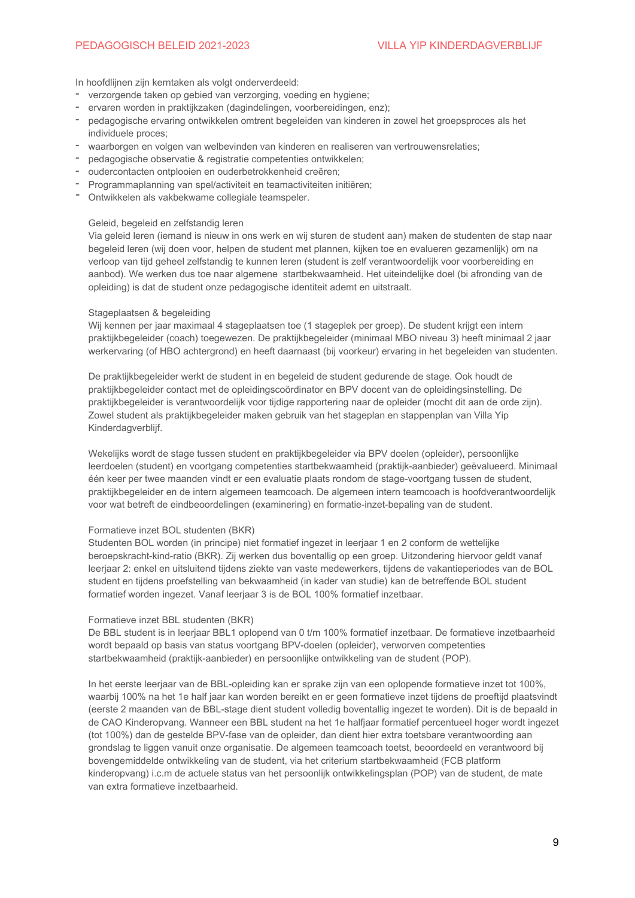In hoofdlijnen zijn kerntaken als volgt onderverdeeld:

- verzorgende taken op gebied van verzorging, voeding en hygiene;
- ervaren worden in praktijkzaken (dagindelingen, voorbereidingen, enz);
- pedagogische ervaring ontwikkelen omtrent begeleiden van kinderen in zowel het groepsproces als het individuele proces;
- waarborgen en volgen van welbevinden van kinderen en realiseren van vertrouwensrelaties;
- pedagogische observatie & registratie competenties ontwikkelen;
- oudercontacten ontplooien en ouderbetrokkenheid creëren;
- Programmaplanning van spel/activiteit en teamactiviteiten initiëren;
- Ontwikkelen als vakbekwame collegiale teamspeler.

Geleid, begeleid en zelfstandig leren

Via geleid leren (iemand is nieuw in ons werk en wij sturen de student aan) maken de studenten de stap naar begeleid leren (wij doen voor, helpen de student met plannen, kijken toe en evalueren gezamenlijk) om na verloop van tijd geheel zelfstandig te kunnen leren (student is zelf verantwoordelijk voor voorbereiding en aanbod). We werken dus toe naar algemene startbekwaamheid. Het uiteindelijke doel (bi afronding van de opleiding) is dat de student onze pedagogische identiteit ademt en uitstraalt.

Stageplaatsen & begeleiding

Wij kennen per jaar maximaal 4 stageplaatsen toe (1 stageplek per groep). De student krijgt een intern praktijkbegeleider (coach) toegewezen. De praktijkbegeleider (minimaal MBO niveau 3) heeft minimaal 2 jaar werkervaring (of HBO achtergrond) en heeft daarnaast (bij voorkeur) ervaring in het begeleiden van studenten.

De praktijkbegeleider werkt de student in en begeleid de student gedurende de stage. Ook houdt de praktijkbegeleider contact met de opleidingscoördinator en BPV docent van de opleidingsinstelling. De praktijkbegeleider is verantwoordelijk voor tijdige rapportering naar de opleider (mocht dit aan de orde zijn). Zowel student als praktijkbegeleider maken gebruik van het stageplan en stappenplan van Villa Yip Kinderdagverblijf.

Wekelijks wordt de stage tussen student en praktijkbegeleider via BPV doelen (opleider), persoonlijke leerdoelen (student) en voortgang competenties startbekwaamheid (praktijk-aanbieder) geëvalueerd. Minimaal één keer per twee maanden vindt er een evaluatie plaats rondom de stage-voortgang tussen de student, praktijkbegeleider en de intern algemeen teamcoach. De algemeen intern teamcoach is hoofdverantwoordelijk voor wat betreft de eindbeoordelingen (examinering) en formatie-inzet-bepaling van de student.

Formatieve inzet BOL studenten (BKR)

Studenten BOL worden (in principe) niet formatief ingezet in leerjaar 1 en 2 conform de wettelijke beroepskracht-kind-ratio (BKR). Zij werken dus boventallig op een groep. Uitzondering hiervoor geldt vanaf leerjaar 2: enkel en uitsluitend tijdens ziekte van vaste medewerkers, tijdens de vakantieperiodes van de BOL student en tijdens proefstelling van bekwaamheid (in kader van studie) kan de betreffende BOL student formatief worden ingezet. Vanaf leerjaar 3 is de BOL 100% formatief inzetbaar.

Formatieve inzet BBL studenten (BKR)

De BBL student is in leerjaar BBL1 oplopend van 0 t/m 100% formatief inzetbaar. De formatieve inzetbaarheid wordt bepaald op basis van status voortgang BPV-doelen (opleider), verworven competenties startbekwaamheid (praktijk-aanbieder) en persoonlijke ontwikkeling van de student (POP).

In het eerste leerjaar van de BBL-opleiding kan er sprake zijn van een oplopende formatieve inzet tot 100%, waarbij 100% na het 1e half jaar kan worden bereikt en er geen formatieve inzet tijdens de proeftijd plaatsvindt (eerste 2 maanden van de BBL-stage dient student volledig boventallig ingezet te worden). Dit is de bepaald in de CAO Kinderopvang. Wanneer een BBL student na het 1e halfjaar formatief percentueel hoger wordt ingezet (tot 100%) dan de gestelde BPV-fase van de opleider, dan dient hier extra toetsbare verantwoording aan grondslag te liggen vanuit onze organisatie. De algemeen teamcoach toetst, beoordeeld en verantwoord bij bovengemiddelde ontwikkeling van de student, via het criterium startbekwaamheid (FCB platform kinderopvang) i.c.m de actuele status van het persoonlijk ontwikkelingsplan (POP) van de student, de mate van extra formatieve inzetbaarheid.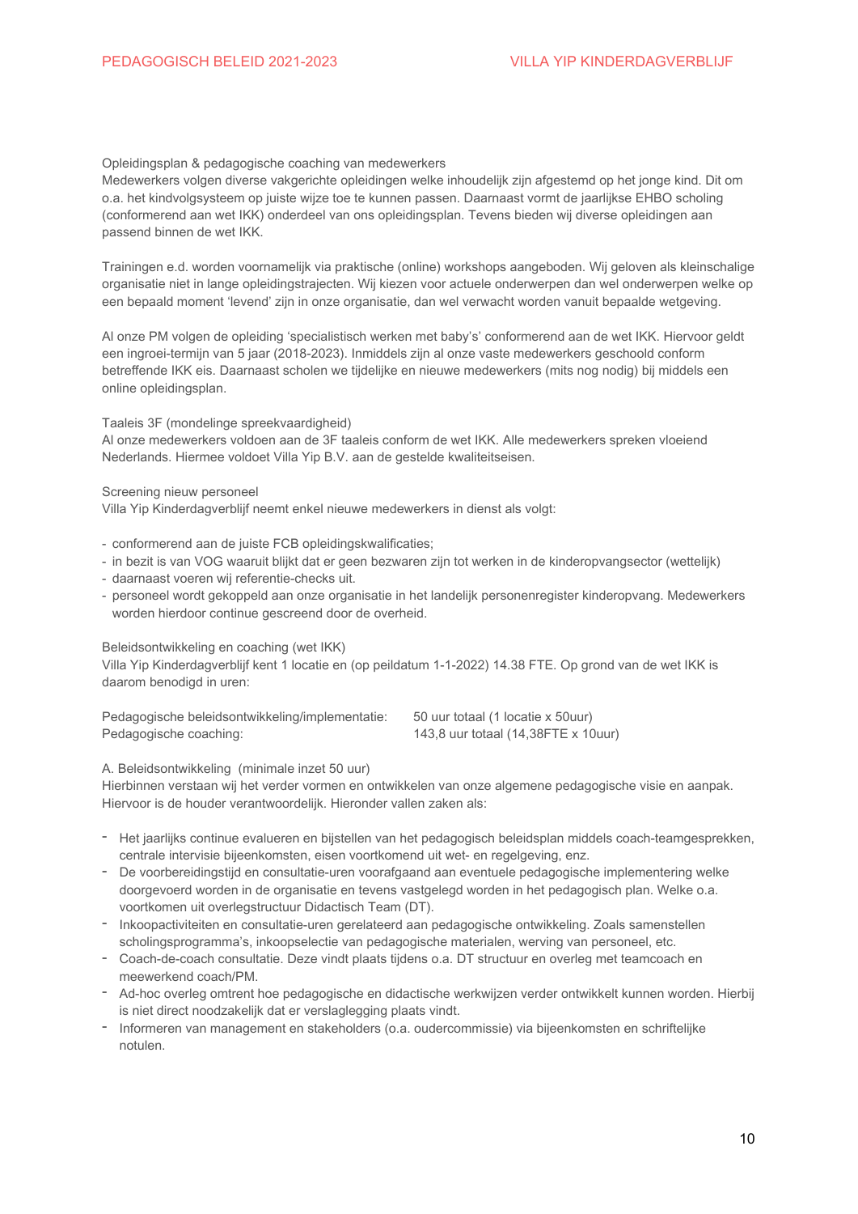Opleidingsplan & pedagogische coaching van medewerkers
Medewerkers volgen diverse vakgerichte opleidingen welke inhoudelijk zijn afgestemd op het jonge kind. Dit om o.a. het kindvolgsysteem op juiste wijze toe te kunnen passen. Daarnaast vormt de jaarlijkse EHBO scholing (conformerend aan wet IKK) onderdeel van ons opleidingsplan. Tevens bieden wij diverse opleidingen aan passend binnen de wet IKK.

Trainingen e.d. worden voornamelijk via praktische (online) workshops aangeboden. Wij geloven als kleinschalige organisatie niet in lange opleidingstrajecten. Wij kiezen voor actuele onderwerpen dan wel onderwerpen welke op een bepaald moment 'levend' zijn in onze organisatie, dan wel verwacht worden vanuit bepaalde wetgeving.

Al onze PM volgen de opleiding 'specialistisch werken met baby's' conformerend aan de wet IKK. Hiervoor geldt een ingroei-termijn van 5 jaar (2018-2023). Inmiddels zijn al onze vaste medewerkers geschoold conform betreffende IKK eis. Daarnaast scholen we tijdelijke en nieuwe medewerkers (mits nog nodig) bij middels een online opleidingsplan.

Taaleis 3F (mondelinge spreekvaardigheid)
Al onze medewerkers voldoen aan de 3F taaleis conform de wet IKK. Alle medewerkers spreken vloeiend Nederlands. Hiermee voldoet Villa Yip B.V. aan de gestelde kwaliteitseisen.

Screening nieuw personeel
Villa Yip Kinderdagverblijf neemt enkel nieuwe medewerkers in dienst als volgt:

- conformerend aan de juiste FCB opleidingskwalificaties;
- in bezit is van VOG waaruit blijkt dat er geen bezwaren zijn tot werken in de kinderopvangsector (wettelijk)
- daarnaast voeren wij referentie-checks uit.
- personeel wordt gekoppeld aan onze organisatie in het landelijk personenregister kinderopvang. Medewerkers worden hierdoor continue gescreend door de overheid.

Beleidsontwikkeling en coaching (wet IKK)
Villa Yip Kinderdagverblijf kent 1 locatie en (op peildatum 1-1-2022) 14.38 FTE. Op grond van de wet IKK is daarom benodigd in uren:

| | |
|---|---|
| Pedagogische beleidsontwikkeling/implementatie: | 50 uur totaal (1 locatie x 50uur) |
| Pedagogische coaching: | 143,8 uur totaal (14,38FTE x 10uur) |

A. Beleidsontwikkeling (minimale inzet 50 uur)
Hierbinnen verstaan wij het verder vormen en ontwikkelen van onze algemene pedagogische visie en aanpak. Hiervoor is de houder verantwoordelijk. Hieronder vallen zaken als:

- Het jaarlijks continue evalueren en bijstellen van het pedagogisch beleidsplan middels coach-teamgesprekken, centrale intervisie bijeenkomsten, eisen voortkomend uit wet- en regelgeving, enz.
- De voorbereidingstijd en consultatie-uren voorafgaand aan eventuele pedagogische implementering welke doorgevoerd worden in de organisatie en tevens vastgelegd worden in het pedagogisch plan. Welke o.a. voortkomen uit overlegstructuur Didactisch Team (DT).
- Inkoopactiviteiten en consultatie-uren gerelateerd aan pedagogische ontwikkeling. Zoals samenstellen scholingsprogramma's, inkoopselectie van pedagogische materialen, werving van personeel, etc.
- Coach-de-coach consultatie. Deze vindt plaats tijdens o.a. DT structuur en overleg met teamcoach en meewerkend coach/PM.
- Ad-hoc overleg omtrent hoe pedagogische en didactische werkwijzen verder ontwikkelt kunnen worden. Hierbij is niet direct noodzakelijk dat er verslaglegging plaats vindt.
- Informeren van management en stakeholders (o.a. oudercommissie) via bijeenkomsten en schriftelijke notulen.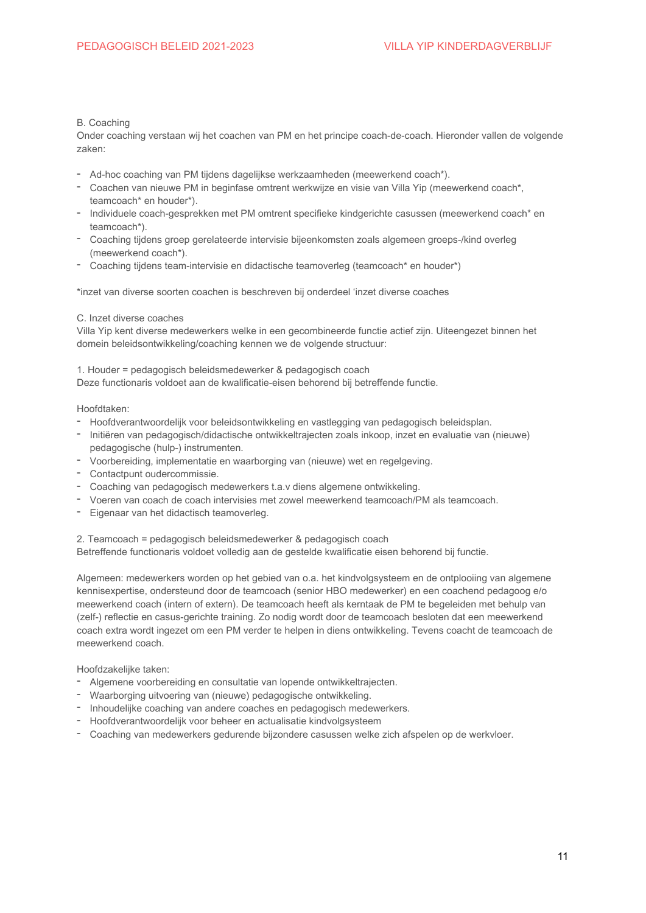B. Coaching
Onder coaching verstaan wij het coachen van PM en het principe coach-de-coach. Hieronder vallen de volgende zaken:

- Ad-hoc coaching van PM tijdens dagelijkse werkzaamheden (meewerkend coach*).
- Coachen van nieuwe PM in beginfase omtrent werkwijze en visie van Villa Yip (meewerkend coach*, teamcoach* en houder*).
- Individuele coach-gesprekken met PM omtrent specifieke kindgerichte casussen (meewerkend coach* en teamcoach*).
- Coaching tijdens groep gerelateerde intervisie bijeenkomsten zoals algemeen groeps-/kind overleg (meewerkend coach*).
- Coaching tijdens team-intervisie en didactische teamoverleg (teamcoach* en houder*)

*inzet van diverse soorten coachen is beschreven bij onderdeel ‘inzet diverse coaches

C. Inzet diverse coaches
Villa Yip kent diverse medewerkers welke in een gecombineerde functie actief zijn. Uiteengezet binnen het domein beleidsontwikkeling/coaching kennen we de volgende structuur:

1. Houder = pedagogisch beleidsmedewerker & pedagogisch coach
Deze functionaris voldoet aan de kwalificatie-eisen behorend bij betreffende functie.

Hoofdtaken:
- Hoofdverantwoordelijk voor beleidsontwikkeling en vastlegging van pedagogisch beleidsplan.
- Initiëren van pedagogisch/didactische ontwikkeltrajecten zoals inkoop, inzet en evaluatie van (nieuwe) pedagogische (hulp-) instrumenten.
- Voorbereiding, implementatie en waarborging van (nieuwe) wet en regelgeving.
- Contactpunt oudercommissie.
- Coaching van pedagogisch medewerkers t.a.v diens algemene ontwikkeling.
- Voeren van coach de coach intervisies met zowel meewerkend teamcoach/PM als teamcoach.
- Eigenaar van het didactisch teamoverleg.

2. Teamcoach = pedagogisch beleidsmedewerker & pedagogisch coach
Betreffende functionaris voldoet volledig aan de gestelde kwalificatie eisen behorend bij functie.

Algemeen: medewerkers worden op het gebied van o.a. het kindvolgsysteem en de ontplooiing van algemene kennisexpertise, ondersteund door de teamcoach (senior HBO medewerker) en een coachend pedagoog e/o meewerkend coach (intern of extern). De teamcoach heeft als kerntaak de PM te begeleiden met behulp van (zelf-) reflectie en casus-gerichte training. Zo nodig wordt door de teamcoach besloten dat een meewerkend coach extra wordt ingezet om een PM verder te helpen in diens ontwikkeling. Tevens coacht de teamcoach de meewerkend coach.

Hoofdzakelijke taken:
- Algemene voorbereiding en consultatie van lopende ontwikkeltrajecten.
- Waarborging uitvoering van (nieuwe) pedagogische ontwikkeling.
- Inhoudelijke coaching van andere coaches en pedagogisch medewerkers.
- Hoofdverantwoordelijk voor beheer en actualisatie kindvolgsysteem
- Coaching van medewerkers gedurende bijzondere casussen welke zich afspelen op de werkvloer.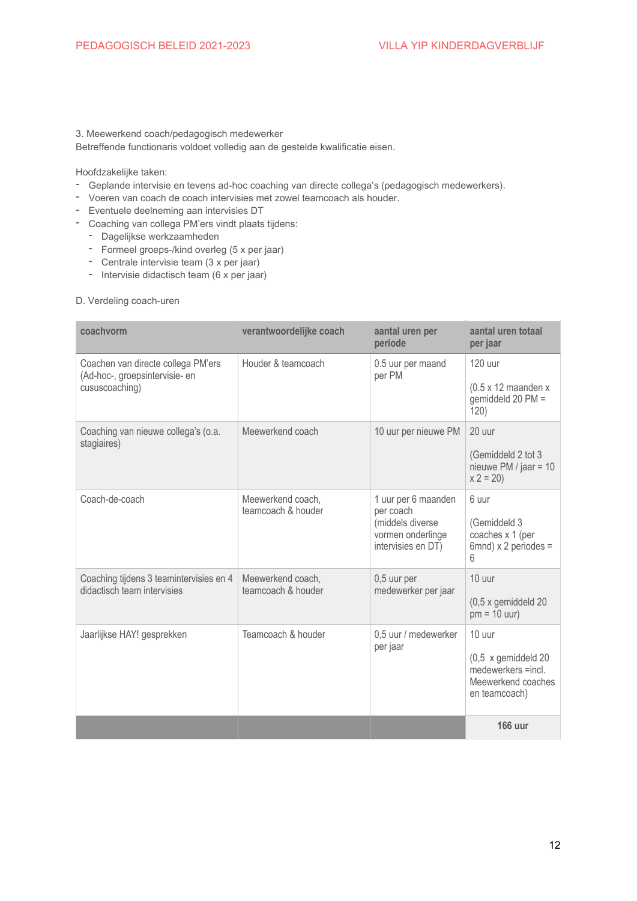3. Meewerkend coach/pedagogisch medewerker
Betreffende functionaris voldoet volledig aan de gestelde kwalificatie eisen.

Hoofdzakelijke taken:

- Geplande intervisie en tevens ad-hoc coaching van directe collega's (pedagogisch medewerkers).
- Voeren van coach de coach intervisies met zowel teamcoach als houder.
- Eventuele deelneming aan intervisies DT
- Coaching van collega PM'ers vindt plaats tijdens:
  - Dagelijkse werkzaamheden
  - Formeel groeps-/kind overleg (5 x per jaar)
  - Centrale intervisie team (3 x per jaar)
  - Intervisie didactisch team (6 x per jaar)

D. Verdeling coach-uren

| coachvorm | verantwoordelijke coach | aantal uren per periode | aantal uren totaal per jaar |
|---|---|---|---|
| Coachen van directe collega PM'ers (Ad-hoc-, groepsintervisie- en cususcoaching) | Houder & teamcoach | 0.5 uur per maand per PM | 120 uur<br><br>(0.5 x 12 maanden x gemiddeld 20 PM = 120) |
| Coaching van nieuwe collega's (o.a. stagiaires) | Meewerkend coach | 10 uur per nieuwe PM | 20 uur<br><br>(Gemiddeld 2 tot 3 nieuwe PM / jaar = 10 x 2 = 20) |
| Coach-de-coach | Meewerkend coach, teamcoach & houder | 1 uur per 6 maanden per coach (middels diverse vormen onderlinge intervisies en DT) | 6 uur<br><br>(Gemiddeld 3 coaches x 1 (per 6mnd) x 2 periodes = 6 |
| Coaching tijdens 3 teamintervisies en 4 didactisch team intervisies | Meewerkend coach, teamcoach & houder | 0,5 uur per medewerker per jaar | 10 uur<br><br>(0,5 x gemiddeld 20 pm = 10 uur) |
| Jaarlijkse HAY! gesprekken | Teamcoach & houder | 0,5 uur / medewerker per jaar | 10 uur<br><br>(0,5 x gemiddeld 20 medewerkers =incl. Meewerkend coaches en teamcoach) |
| | | | **166 uur** |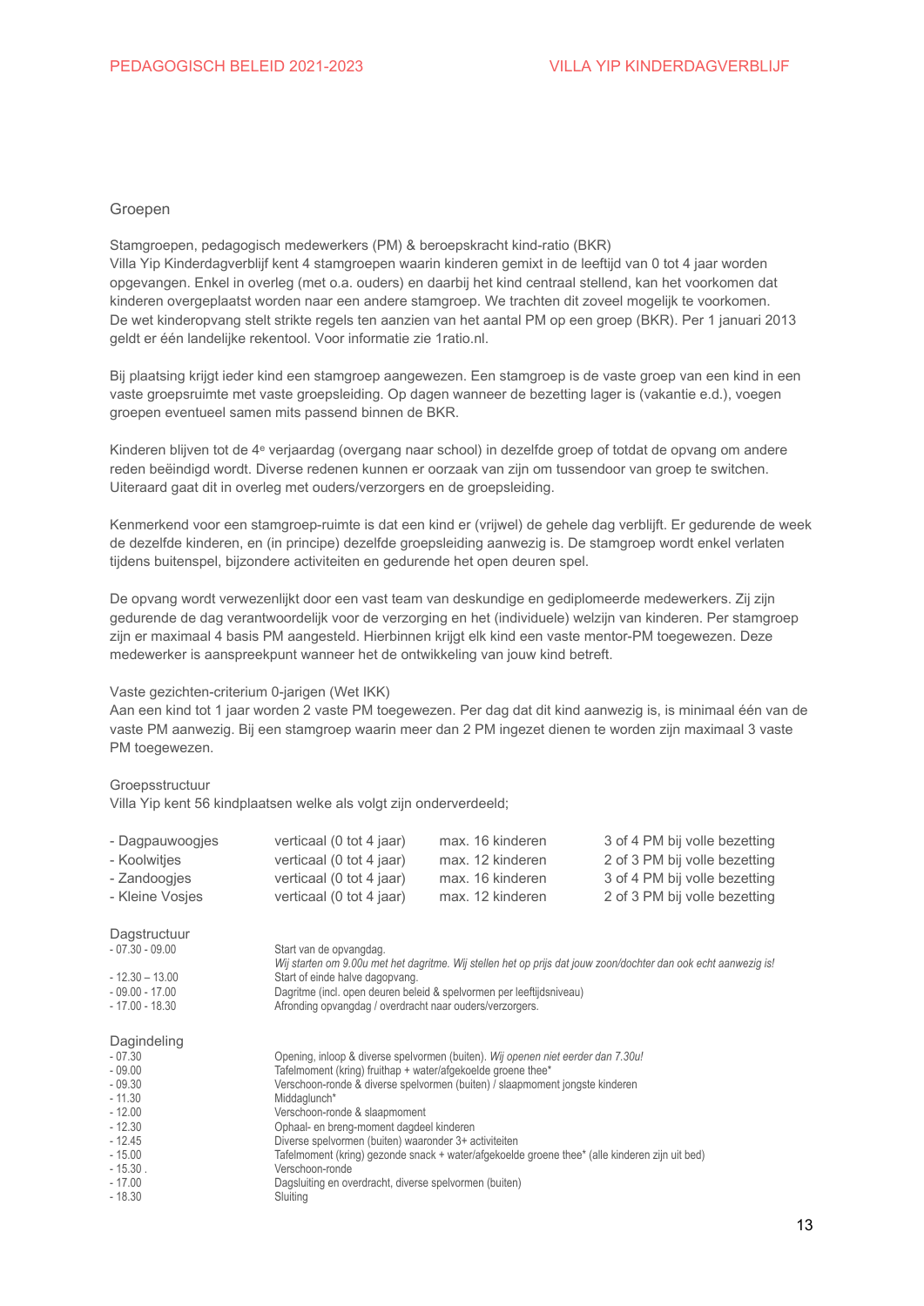## Groepen

Stamgroepen, pedagogisch medewerkers (PM) & beroepskracht kind-ratio (BKR)
Villa Yip Kinderdagverblijf kent 4 stamgroepen waarin kinderen gemixt in de leeftijd van 0 tot 4 jaar worden opgevangen. Enkel in overleg (met o.a. ouders) en daarbij het kind centraal stellend, kan het voorkomen dat kinderen overgeplaatst worden naar een andere stamgroep. We trachten dit zoveel mogelijk te voorkomen. De wet kinderopvang stelt strikte regels ten aanzien van het aantal PM op een groep (BKR). Per 1 januari 2013 geldt er één landelijke rekentool. Voor informatie zie 1ratio.nl.

Bij plaatsing krijgt ieder kind een stamgroep aangewezen. Een stamgroep is de vaste groep van een kind in een vaste groepsruimte met vaste groepsleiding. Op dagen wanneer de bezetting lager is (vakantie e.d.), voegen groepen eventueel samen mits passend binnen de BKR.

Kinderen blijven tot de 4e verjaardag (overgang naar school) in dezelfde groep of totdat de opvang om andere reden beëindigd wordt. Diverse redenen kunnen er oorzaak van zijn om tussendoor van groep te switchen. Uiteraard gaat dit in overleg met ouders/verzorgers en de groepsleiding.

Kenmerkend voor een stamgroep-ruimte is dat een kind er (vrijwel) de gehele dag verblijft. Er gedurende de week de dezelfde kinderen, en (in principe) dezelfde groepsleiding aanwezig is. De stamgroep wordt enkel verlaten tijdens buitenspel, bijzondere activiteiten en gedurende het open deuren spel.

De opvang wordt verwezenlijkt door een vast team van deskundige en gediplomeerde medewerkers. Zij zijn gedurende de dag verantwoordelijk voor de verzorging en het (individuele) welzijn van kinderen. Per stamgroep zijn er maximaal 4 basis PM aangesteld. Hierbinnen krijgt elk kind een vaste mentor-PM toegewezen. Deze medewerker is aanspreekpunt wanneer het de ontwikkeling van jouw kind betreft.

Vaste gezichten-criterium 0-jarigen (Wet IKK)
Aan een kind tot 1 jaar worden 2 vaste PM toegewezen. Per dag dat dit kind aanwezig is, is minimaal één van de vaste PM aanwezig. Bij een stamgroep waarin meer dan 2 PM ingezet dienen te worden zijn maximaal 3 vaste PM toegewezen.

Groepsstructuur
Villa Yip kent 56 kindplaatsen welke als volgt zijn onderverdeeld;

| | | | |
|---|---|---|---|
| - Dagpauwoogjes | verticaal (0 tot 4 jaar) | max. 16 kinderen | 3 of 4 PM bij volle bezetting |
| - Koolwitjes | verticaal (0 tot 4 jaar) | max. 12 kinderen | 2 of 3 PM bij volle bezetting |
| - Zandoogjes | verticaal (0 tot 4 jaar) | max. 16 kinderen | 3 of 4 PM bij volle bezetting |
| - Kleine Vosjes | verticaal (0 tot 4 jaar) | max. 12 kinderen | 2 of 3 PM bij volle bezetting |

Dagstructuur

| | |
|---|---|
| - 07.30 - 09.00 | Start van de opvangdag. *Wij starten om 9.00u met het dagritme. Wij stellen het op prijs dat jouw zoon/dochter dan ook echt aanwezig is!* |
| - 12.30 – 13.00 | Start of einde halve dagopvang. |
| - 09.00 - 17.00 | Dagritme (incl. open deuren beleid & spelvormen per leeftijdsniveau) |
| - 17.00 - 18.30 | Afronding opvangdag / overdracht naar ouders/verzorgers. |

Dagindeling

| | |
|---|---|
| - 07.30 | Opening, inloop & diverse spelvormen (buiten). *Wij openen niet eerder dan 7.30u!* |
| - 09.00 | Tafelmoment (kring) fruithap + water/afgekoelde groene thee* |
| - 09.30 | Verschoon-ronde & diverse spelvormen (buiten) / slaapmoment jongste kinderen |
| - 11.30 | Middaglunch* |
| - 12.00 | Verschoon-ronde & slaapmoment |
| - 12.30 | Ophaal- en breng-moment dagdeel kinderen |
| - 12.45 | Diverse spelvormen (buiten) waaronder 3+ activiteiten |
| - 15.00 | Tafelmoment (kring) gezonde snack + water/afgekoelde groene thee* (alle kinderen zijn uit bed) |
| - 15.30 . | Verschoon-ronde |
| - 17.00 | Dagsluiting en overdracht, diverse spelvormen (buiten) |
| - 18.30 | Sluiting |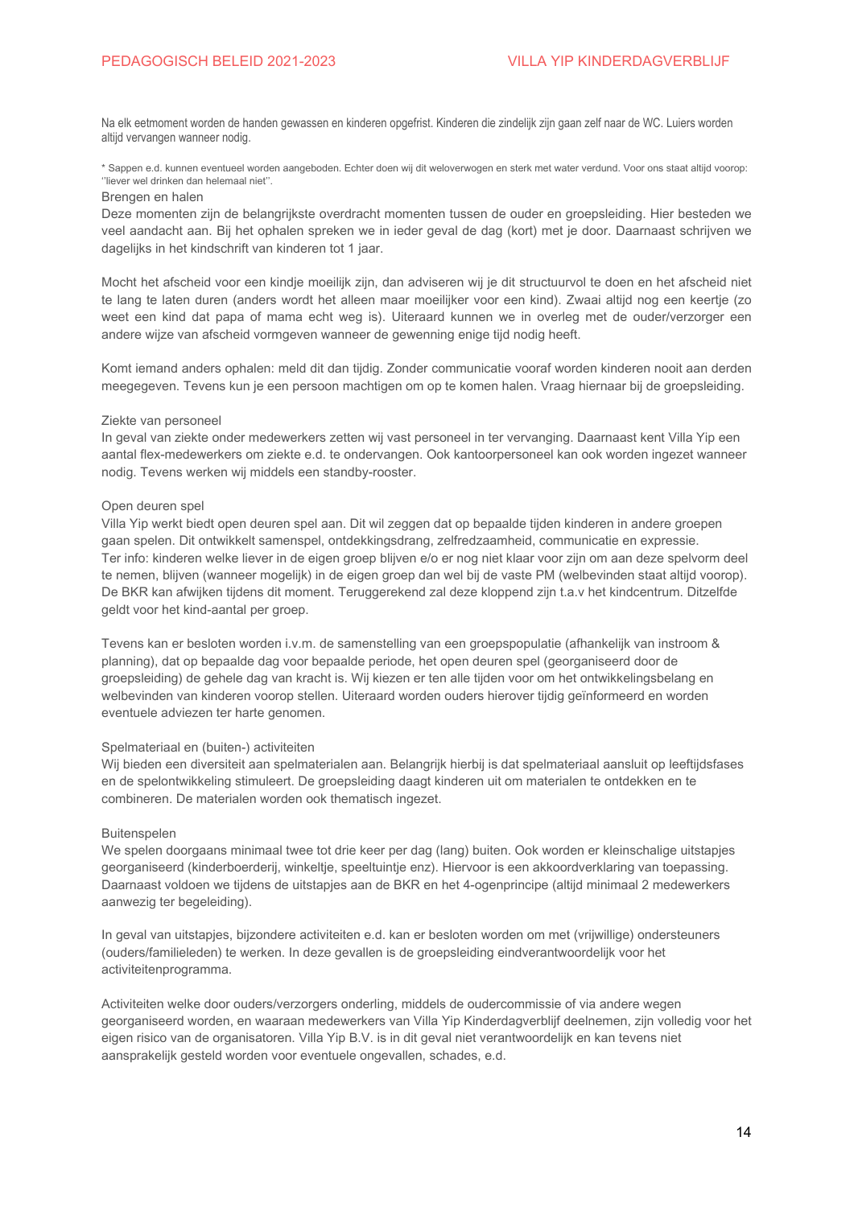Na elk eetmoment worden de handen gewassen en kinderen opgefrist. Kinderen die zindelijk zijn gaan zelf naar de WC. Luiers worden altijd vervangen wanneer nodig.

* Sappen e.d. kunnen eventueel worden aangeboden. Echter doen wij dit weloverwogen en sterk met water verdund. Voor ons staat altijd voorop: ''liever wel drinken dan helemaal niet''.

### Brengen en halen

Deze momenten zijn de belangrijkste overdracht momenten tussen de ouder en groepsleiding. Hier besteden we veel aandacht aan. Bij het ophalen spreken we in ieder geval de dag (kort) met je door. Daarnaast schrijven we dagelijks in het kindschrift van kinderen tot 1 jaar.

Mocht het afscheid voor een kindje moeilijk zijn, dan adviseren wij je dit structuurvol te doen en het afscheid niet te lang te laten duren (anders wordt het alleen maar moeilijker voor een kind). Zwaai altijd nog een keertje (zo weet een kind dat papa of mama echt weg is). Uiteraard kunnen we in overleg met de ouder/verzorger een andere wijze van afscheid vormgeven wanneer de gewenning enige tijd nodig heeft.

Komt iemand anders ophalen: meld dit dan tijdig. Zonder communicatie vooraf worden kinderen nooit aan derden meegegeven. Tevens kun je een persoon machtigen om op te komen halen. Vraag hiernaar bij de groepsleiding.

### Ziekte van personeel

In geval van ziekte onder medewerkers zetten wij vast personeel in ter vervanging. Daarnaast kent Villa Yip een aantal flex-medewerkers om ziekte e.d. te ondervangen. Ook kantoorpersoneel kan ook worden ingezet wanneer nodig. Tevens werken wij middels een standby-rooster.

### Open deuren spel

Villa Yip werkt biedt open deuren spel aan. Dit wil zeggen dat op bepaalde tijden kinderen in andere groepen gaan spelen. Dit ontwikkelt samenspel, ontdekkingsdrang, zelfredzaamheid, communicatie en expressie.
Ter info: kinderen welke liever in de eigen groep blijven e/o er nog niet klaar voor zijn om aan deze spelvorm deel te nemen, blijven (wanneer mogelijk) in de eigen groep dan wel bij de vaste PM (welbevinden staat altijd voorop). De BKR kan afwijken tijdens dit moment. Teruggerekend zal deze kloppend zijn t.a.v het kindcentrum. Ditzelfde geldt voor het kind-aantal per groep.

Tevens kan er besloten worden i.v.m. de samenstelling van een groepspopulatie (afhankelijk van instroom & planning), dat op bepaalde dag voor bepaalde periode, het open deuren spel (georganiseerd door de groepsleiding) de gehele dag van kracht is. Wij kiezen er ten alle tijden voor om het ontwikkelingsbelang en welbevinden van kinderen voorop stellen. Uiteraard worden ouders hierover tijdig geïnformeerd en worden eventuele adviezen ter harte genomen.

### Spelmateriaal en (buiten-) activiteiten

Wij bieden een diversiteit aan spelmaterialen aan. Belangrijk hierbij is dat spelmateriaal aansluit op leeftijdsfases en de spelontwikkeling stimuleert. De groepsleiding daagt kinderen uit om materialen te ontdekken en te combineren. De materialen worden ook thematisch ingezet.

### Buitenspelen

We spelen doorgaans minimaal twee tot drie keer per dag (lang) buiten. Ook worden er kleinschalige uitstapjes georganiseerd (kinderboerderij, winkeltje, speeltuintje enz). Hiervoor is een akkoordverklaring van toepassing. Daarnaast voldoen we tijdens de uitstapjes aan de BKR en het 4-ogenprincipe (altijd minimaal 2 medewerkers aanwezig ter begeleiding).

In geval van uitstapjes, bijzondere activiteiten e.d. kan er besloten worden om met (vrijwillige) ondersteuners (ouders/familieleden) te werken. In deze gevallen is de groepsleiding eindverantwoordelijk voor het activiteitenprogramma.

Activiteiten welke door ouders/verzorgers onderling, middels de oudercommissie of via andere wegen georganiseerd worden, en waaraan medewerkers van Villa Yip Kinderdagverblijf deelnemen, zijn volledig voor het eigen risico van de organisatoren. Villa Yip B.V. is in dit geval niet verantwoordelijk en kan tevens niet aansprakelijk gesteld worden voor eventuele ongevallen, schades, e.d.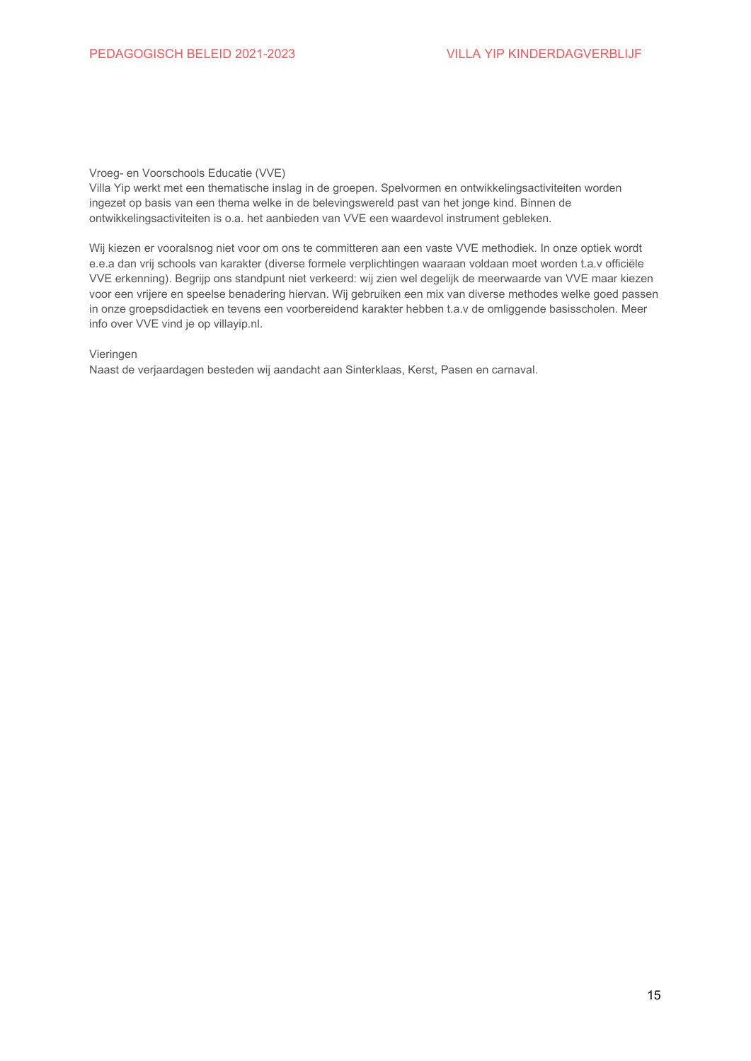### Vroeg- en Voorschools Educatie (VVE)

Villa Yip werkt met een thematische inslag in de groepen. Spelvormen en ontwikkelingsactiviteiten worden ingezet op basis van een thema welke in de belevingswereld past van het jonge kind. Binnen de ontwikkelingsactiviteiten is o.a. het aanbieden van VVE een waardevol instrument gebleken.

Wij kiezen er vooralsnog niet voor om ons te committeren aan een vaste VVE methodiek. In onze optiek wordt e.e.a dan vrij schools van karakter (diverse formele verplichtingen waaraan voldaan moet worden t.a.v officiële VVE erkenning). Begrijp ons standpunt niet verkeerd: wij zien wel degelijk de meerwaarde van VVE maar kiezen voor een vrijere en speelse benadering hiervan. Wij gebruiken een mix van diverse methodes welke goed passen in onze groepsdidactiek en tevens een voorbereidend karakter hebben t.a.v de omliggende basisscholen. Meer info over VVE vind je op villayip.nl.

### Vieringen

Naast de verjaardagen besteden wij aandacht aan Sinterklaas, Kerst, Pasen en carnaval.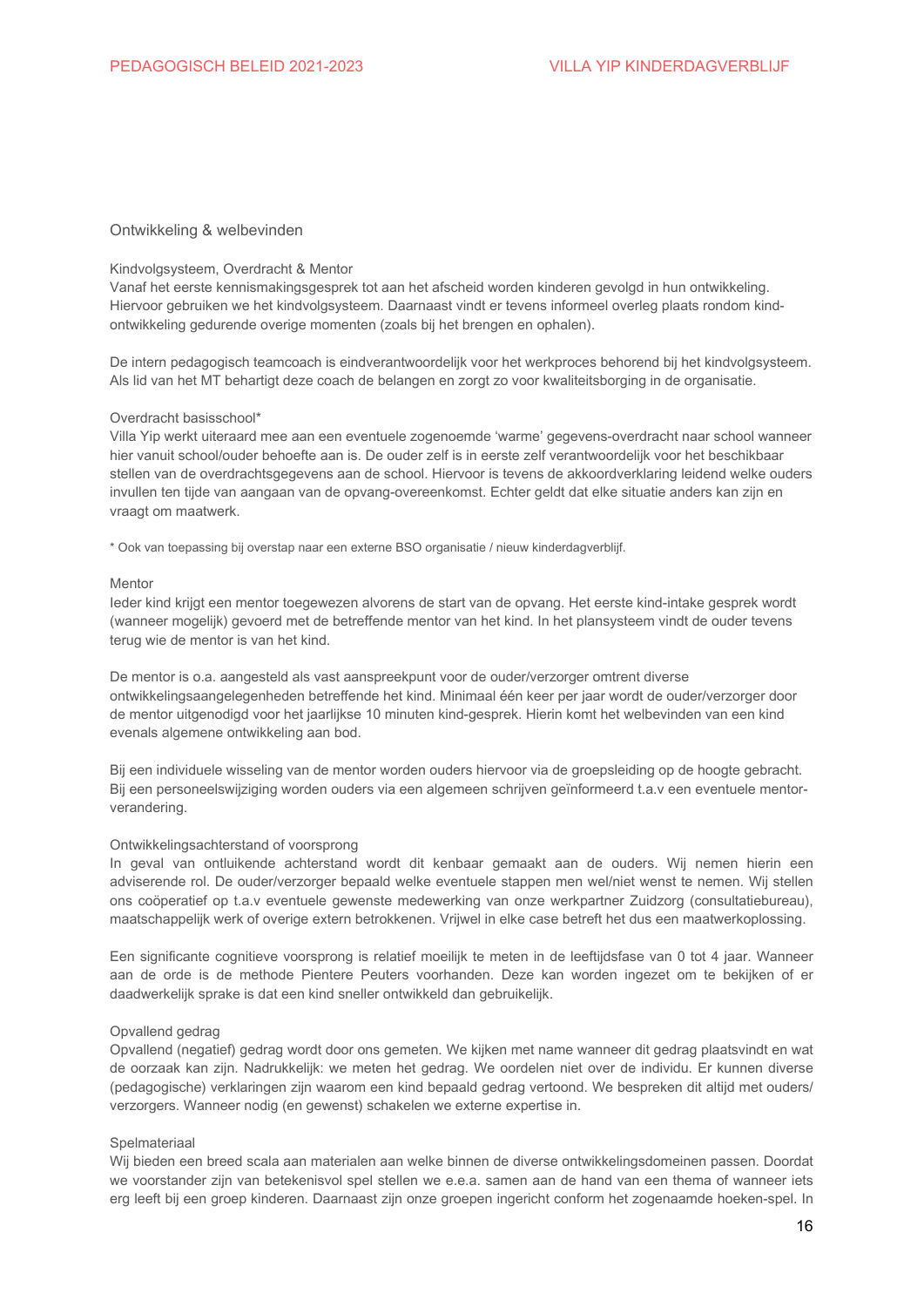## Ontwikkeling & welbevinden

### Kindvolgsysteem, Overdracht & Mentor

Vanaf het eerste kennismakingsgesprek tot aan het afscheid worden kinderen gevolgd in hun ontwikkeling. Hiervoor gebruiken we het kindvolgsysteem. Daarnaast vindt er tevens informeel overleg plaats rondom kind-ontwikkeling gedurende overige momenten (zoals bij het brengen en ophalen).

De intern pedagogisch teamcoach is eindverantwoordelijk voor het werkproces behorend bij het kindvolgsysteem. Als lid van het MT behartigt deze coach de belangen en zorgt zo voor kwaliteitsborging in de organisatie.

### Overdracht basisschool*

Villa Yip werkt uiteraard mee aan een eventuele zogenoemde 'warme' gegevens-overdracht naar school wanneer hier vanuit school/ouder behoefte aan is. De ouder zelf is in eerste zelf verantwoordelijk voor het beschikbaar stellen van de overdrachtsgegevens aan de school. Hiervoor is tevens de akkoordverklaring leidend welke ouders invullen ten tijde van aangaan van de opvang-overeenkomst. Echter geldt dat elke situatie anders kan zijn en vraagt om maatwerk.

* Ook van toepassing bij overstap naar een externe BSO organisatie / nieuw kinderdagverblijf.

### Mentor

Ieder kind krijgt een mentor toegewezen alvorens de start van de opvang. Het eerste kind-intake gesprek wordt (wanneer mogelijk) gevoerd met de betreffende mentor van het kind. In het plansysteem vindt de ouder tevens terug wie de mentor is van het kind.

De mentor is o.a. aangesteld als vast aanspreekpunt voor de ouder/verzorger omtrent diverse ontwikkelingsaangelegenheden betreffende het kind. Minimaal één keer per jaar wordt de ouder/verzorger door de mentor uitgenodigd voor het jaarlijkse 10 minuten kind-gesprek. Hierin komt het welbevinden van een kind evenals algemene ontwikkeling aan bod.

Bij een individuele wisseling van de mentor worden ouders hiervoor via de groepsleiding op de hoogte gebracht. Bij een personeelswijziging worden ouders via een algemeen schrijven geïnformeerd t.a.v een eventuele mentor-verandering.

### Ontwikkelingsachterstand of voorsprong

In geval van ontluikende achterstand wordt dit kenbaar gemaakt aan de ouders. Wij nemen hierin een adviserende rol. De ouder/verzorger bepaald welke eventuele stappen men wel/niet wenst te nemen. Wij stellen ons coöperatief op t.a.v eventuele gewenste medewerking van onze werkpartner Zuidzorg (consultatiebureau), maatschappelijk werk of overige extern betrokkenen. Vrijwel in elke case betreft het dus een maatwerkoplossing.

Een significante cognitieve voorsprong is relatief moeilijk te meten in de leeftijdsfase van 0 tot 4 jaar. Wanneer aan de orde is de methode Pientere Peuters voorhanden. Deze kan worden ingezet om te bekijken of er daadwerkelijk sprake is dat een kind sneller ontwikkeld dan gebruikelijk.

### Opvallend gedrag

Opvallend (negatief) gedrag wordt door ons gemeten. We kijken met name wanneer dit gedrag plaatsvindt en wat de oorzaak kan zijn. Nadrukkelijk: we meten het gedrag. We oordelen niet over de individu. Er kunnen diverse (pedagogische) verklaringen zijn waarom een kind bepaald gedrag vertoond. We bespreken dit altijd met ouders/ verzorgers. Wanneer nodig (en gewenst) schakelen we externe expertise in.

### Spelmateriaal

Wij bieden een breed scala aan materialen aan welke binnen de diverse ontwikkelingsdomeinen passen. Doordat we voorstander zijn van betekenisvol spel stellen we e.e.a. samen aan de hand van een thema of wanneer iets erg leeft bij een groep kinderen. Daarnaast zijn onze groepen ingericht conform het zogenaamde hoeken-spel. In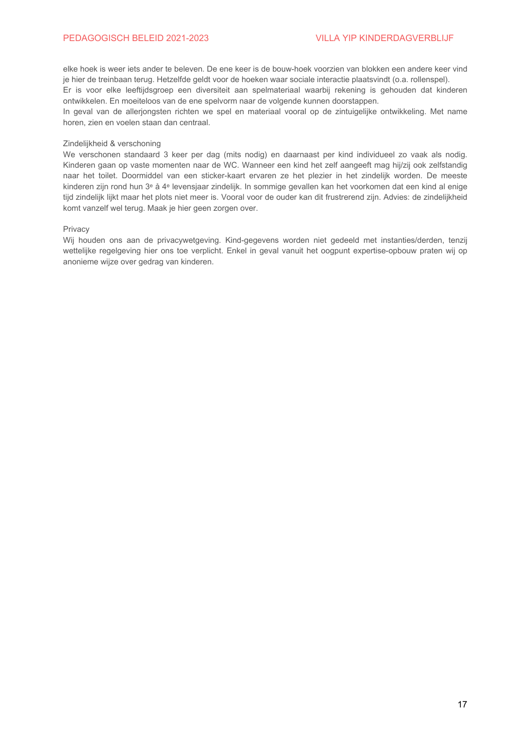elke hoek is weer iets ander te beleven. De ene keer is de bouw-hoek voorzien van blokken een andere keer vind je hier de treinbaan terug. Hetzelfde geldt voor de hoeken waar sociale interactie plaatsvindt (o.a. rollenspel).
Er is voor elke leeftijdsgroep een diversiteit aan spelmateriaal waarbij rekening is gehouden dat kinderen ontwikkelen. En moeiteloos van de ene spelvorm naar de volgende kunnen doorstappen.
In geval van de allerjongsten richten we spel en materiaal vooral op de zintuigelijke ontwikkeling. Met name horen, zien en voelen staan dan centraal.

### Zindelijkheid & verschoning

We verschonen standaard 3 keer per dag (mits nodig) en daarnaast per kind individueel zo vaak als nodig. Kinderen gaan op vaste momenten naar de WC. Wanneer een kind het zelf aangeeft mag hij/zij ook zelfstandig naar het toilet. Doormiddel van een sticker-kaart ervaren ze het plezier in het zindelijk worden. De meeste kinderen zijn rond hun 3ᵉ à 4ᵉ levensjaar zindelijk. In sommige gevallen kan het voorkomen dat een kind al enige tijd zindelijk lijkt maar het plots niet meer is. Vooral voor de ouder kan dit frustrerend zijn. Advies: de zindelijkheid komt vanzelf wel terug. Maak je hier geen zorgen over.

### Privacy

Wij houden ons aan de privacywetgeving. Kind-gegevens worden niet gedeeld met instanties/derden, tenzij wettelijke regelgeving hier ons toe verplicht. Enkel in geval vanuit het oogpunt expertise-opbouw praten wij op anonieme wijze over gedrag van kinderen.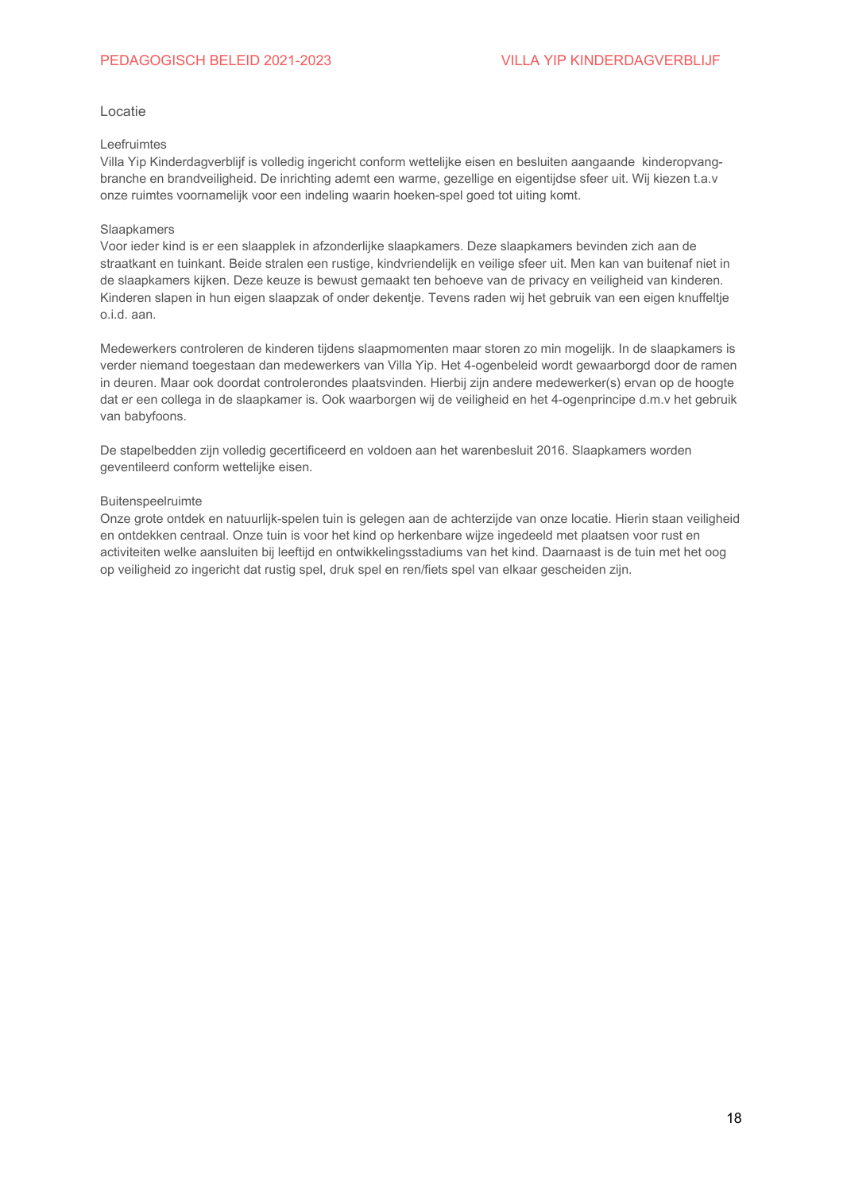## Locatie

### Leefruimtes

Villa Yip Kinderdagverblijf is volledig ingericht conform wettelijke eisen en besluiten aangaande kinderopvang-branche en brandveiligheid. De inrichting ademt een warme, gezellige en eigentijdse sfeer uit. Wij kiezen t.a.v onze ruimtes voornamelijk voor een indeling waarin hoeken-spel goed tot uiting komt.

### Slaapkamers

Voor ieder kind is er een slaapplek in afzonderlijke slaapkamers. Deze slaapkamers bevinden zich aan de straatkant en tuinkant. Beide stralen een rustige, kindvriendelijk en veilige sfeer uit. Men kan van buitenaf niet in de slaapkamers kijken. Deze keuze is bewust gemaakt ten behoeve van de privacy en veiligheid van kinderen. Kinderen slapen in hun eigen slaapzak of onder dekentje. Tevens raden wij het gebruik van een eigen knuffeltje o.i.d. aan.

Medewerkers controleren de kinderen tijdens slaapmomenten maar storen zo min mogelijk. In de slaapkamers is verder niemand toegestaan dan medewerkers van Villa Yip. Het 4-ogenbeleid wordt gewaarborgd door de ramen in deuren. Maar ook doordat controlerondes plaatsvinden. Hierbij zijn andere medewerker(s) ervan op de hoogte dat er een collega in de slaapkamer is. Ook waarborgen wij de veiligheid en het 4-ogenprincipe d.m.v het gebruik van babyfoons.

De stapelbedden zijn volledig gecertificeerd en voldoen aan het warenbesluit 2016. Slaapkamers worden geventileerd conform wettelijke eisen.

### Buitenspeelruimte

Onze grote ontdek en natuurlijk-spelen tuin is gelegen aan de achterzijde van onze locatie. Hierin staan veiligheid en ontdekken centraal. Onze tuin is voor het kind op herkenbare wijze ingedeeld met plaatsen voor rust en activiteiten welke aansluiten bij leeftijd en ontwikkelingsstadiums van het kind. Daarnaast is de tuin met het oog op veiligheid zo ingericht dat rustig spel, druk spel en ren/fiets spel van elkaar gescheiden zijn.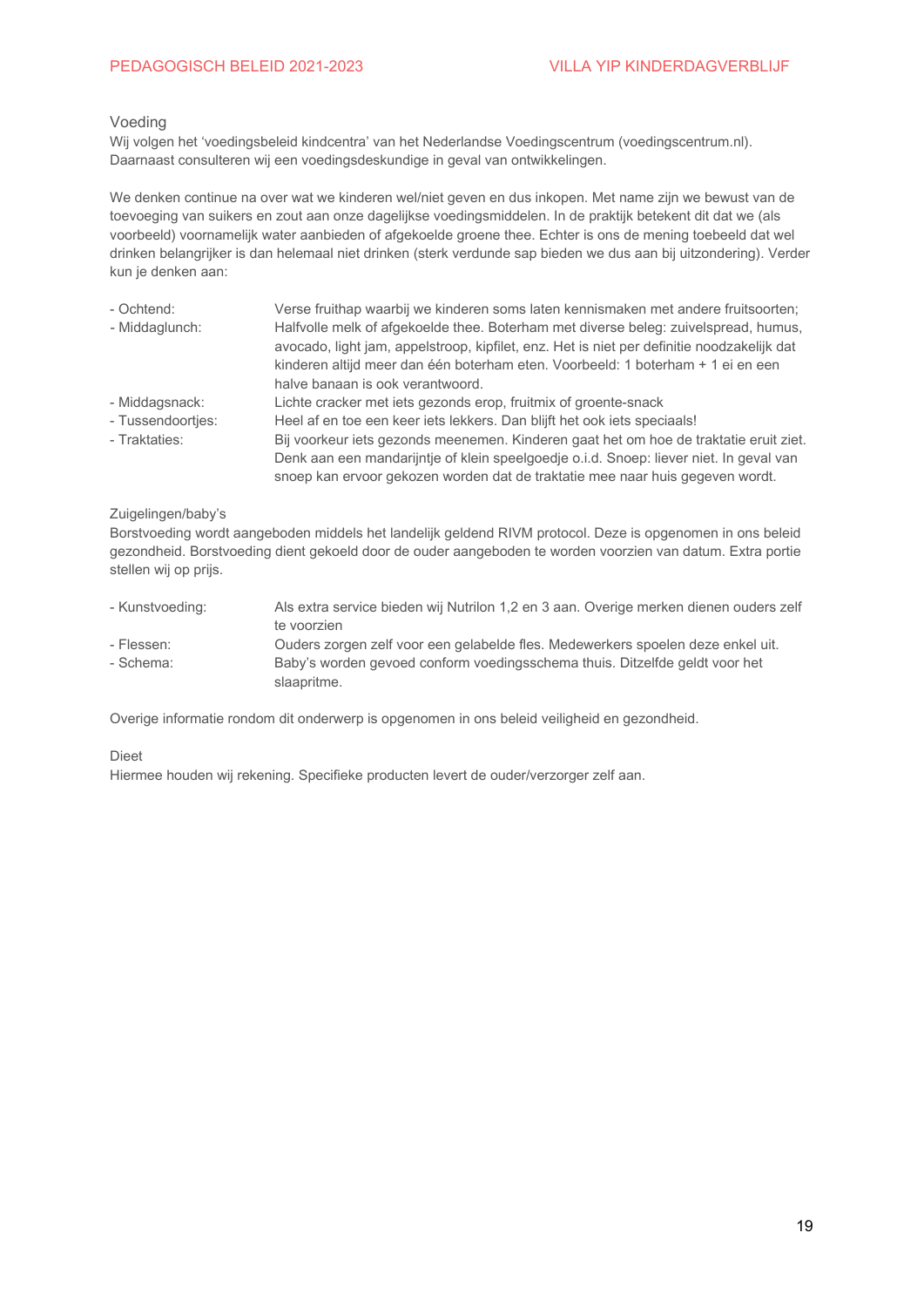## Voeding

Wij volgen het 'voedingsbeleid kindcentra' van het Nederlandse Voedingscentrum (voedingscentrum.nl). Daarnaast consulteren wij een voedingsdeskundige in geval van ontwikkelingen.

We denken continue na over wat we kinderen wel/niet geven en dus inkopen. Met name zijn we bewust van de toevoeging van suikers en zout aan onze dagelijkse voedingsmiddelen. In de praktijk betekent dit dat we (als voorbeeld) voornamelijk water aanbieden of afgekoelde groene thee. Echter is ons de mening toebeeld dat wel drinken belangrijker is dan helemaal niet drinken (sterk verdunde sap bieden we dus aan bij uitzondering). Verder kun je denken aan:

| | |
|---|---|
| - Ochtend: | Verse fruithap waarbij we kinderen soms laten kennismaken met andere fruitsoorten; |
| - Middaglunch: | Halfvolle melk of afgekoelde thee. Boterham met diverse beleg: zuivelspread, humus, avocado, light jam, appelstroop, kipfilet, enz. Het is niet per definitie noodzakelijk dat kinderen altijd meer dan één boterham eten. Voorbeeld: 1 boterham + 1 ei en een halve banaan is ook verantwoord. |
| - Middagsnack: | Lichte cracker met iets gezonds erop, fruitmix of groente-snack |
| - Tussendoortjes: | Heel af en toe een keer iets lekkers. Dan blijft het ook iets speciaals! |
| - Traktaties: | Bij voorkeur iets gezonds meenemen. Kinderen gaat het om hoe de traktatie eruit ziet. Denk aan een mandarijntje of klein speelgoedje o.i.d. Snoep: liever niet. In geval van snoep kan ervoor gekozen worden dat de traktatie mee naar huis gegeven wordt. |

### Zuigelingen/baby's

Borstvoeding wordt aangeboden middels het landelijk geldend RIVM protocol. Deze is opgenomen in ons beleid gezondheid. Borstvoeding dient gekoeld door de ouder aangeboden te worden voorzien van datum. Extra portie stellen wij op prijs.

| | |
|---|---|
| - Kunstvoeding: | Als extra service bieden wij Nutrilon 1,2 en 3 aan. Overige merken dienen ouders zelf te voorzien |
| - Flessen: | Ouders zorgen zelf voor een gelabelde fles. Medewerkers spoelen deze enkel uit. |
| - Schema: | Baby's worden gevoed conform voedingsschema thuis. Ditzelfde geldt voor het slaapritme. |

Overige informatie rondom dit onderwerp is opgenomen in ons beleid veiligheid en gezondheid.

### Dieet

Hiermee houden wij rekening. Specifieke producten levert de ouder/verzorger zelf aan.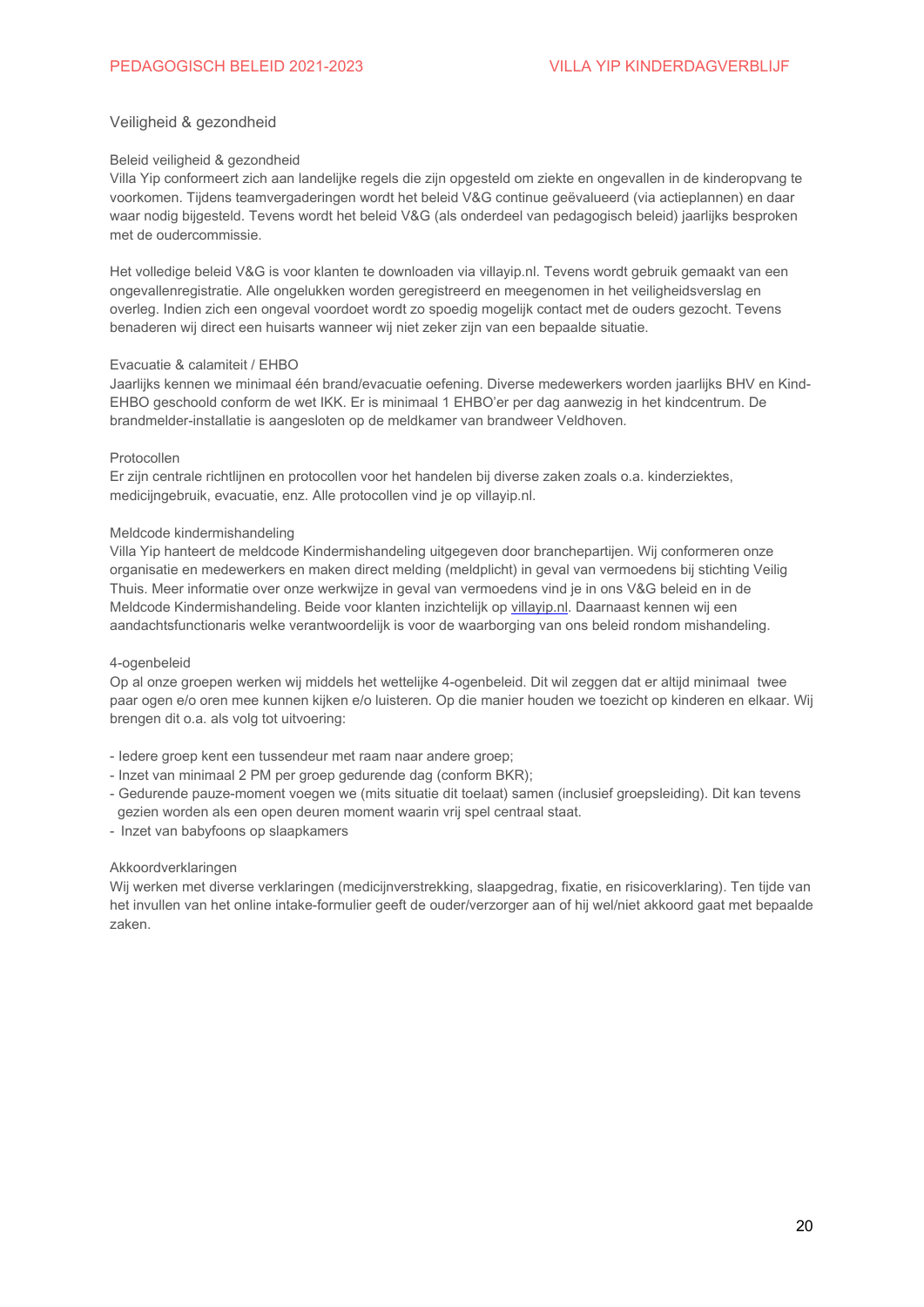## Veiligheid & gezondheid

### Beleid veiligheid & gezondheid

Villa Yip conformeert zich aan landelijke regels die zijn opgesteld om ziekte en ongevallen in de kinderopvang te voorkomen. Tijdens teamvergaderingen wordt het beleid V&G continue geëvalueerd (via actieplannen) en daar waar nodig bijgesteld. Tevens wordt het beleid V&G (als onderdeel van pedagogisch beleid) jaarlijks besproken met de oudercommissie.

Het volledige beleid V&G is voor klanten te downloaden via villayip.nl. Tevens wordt gebruik gemaakt van een ongevallenregistratie. Alle ongelukken worden geregistreerd en meegenomen in het veiligheidsverslag en overleg. Indien zich een ongeval voordoet wordt zo spoedig mogelijk contact met de ouders gezocht. Tevens benaderen wij direct een huisarts wanneer wij niet zeker zijn van een bepaalde situatie.

### Evacuatie & calamiteit / EHBO

Jaarlijks kennen we minimaal één brand/evacuatie oefening. Diverse medewerkers worden jaarlijks BHV en Kind-EHBO geschoold conform de wet IKK. Er is minimaal 1 EHBO'er per dag aanwezig in het kindcentrum. De brandmelder-installatie is aangesloten op de meldkamer van brandweer Veldhoven.

### Protocollen

Er zijn centrale richtlijnen en protocollen voor het handelen bij diverse zaken zoals o.a. kinderziektes, medicijngebruik, evacuatie, enz. Alle protocollen vind je op villayip.nl.

### Meldcode kindermishandeling

Villa Yip hanteert de meldcode Kindermishandeling uitgegeven door branchepartijen. Wij conformeren onze organisatie en medewerkers en maken direct melding (meldplicht) in geval van vermoedens bij stichting Veilig Thuis. Meer informatie over onze werkwijze in geval van vermoedens vind je in ons V&G beleid en in de Meldcode Kindermishandeling. Beide voor klanten inzichtelijk op villayip.nl. Daarnaast kennen wij een aandachtsfunctionaris welke verantwoordelijk is voor de waarborging van ons beleid rondom mishandeling.

### 4-ogenbeleid

Op al onze groepen werken wij middels het wettelijke 4-ogenbeleid. Dit wil zeggen dat er altijd minimaal twee paar ogen e/o oren mee kunnen kijken e/o luisteren. Op die manier houden we toezicht op kinderen en elkaar. Wij brengen dit o.a. als volg tot uitvoering:

- Iedere groep kent een tussendeur met raam naar andere groep;
- Inzet van minimaal 2 PM per groep gedurende dag (conform BKR);
- Gedurende pauze-moment voegen we (mits situatie dit toelaat) samen (inclusief groepsleiding). Dit kan tevens gezien worden als een open deuren moment waarin vrij spel centraal staat.
- Inzet van babyfoons op slaapkamers

### Akkoordverklaringen

Wij werken met diverse verklaringen (medicijnverstrekking, slaapgedrag, fixatie, en risicoverklaring). Ten tijde van het invullen van het online intake-formulier geeft de ouder/verzorger aan of hij wel/niet akkoord gaat met bepaalde zaken.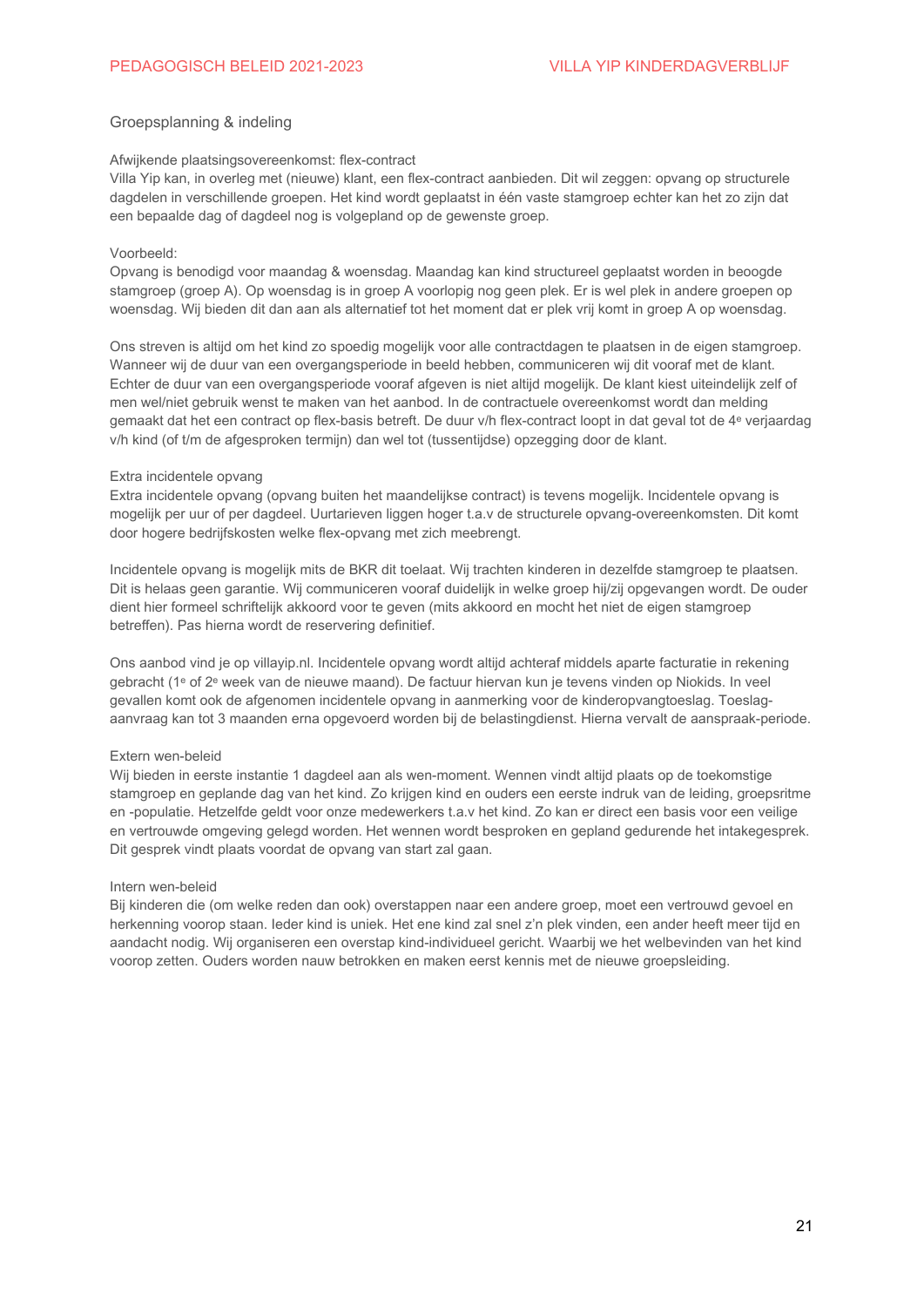## Groepsplanning & indeling

### Afwijkende plaatsingsovereenkomst: flex-contract

Villa Yip kan, in overleg met (nieuwe) klant, een flex-contract aanbieden. Dit wil zeggen: opvang op structurele dagdelen in verschillende groepen. Het kind wordt geplaatst in één vaste stamgroep echter kan het zo zijn dat een bepaalde dag of dagdeel nog is volgepland op de gewenste groep.

Voorbeeld:
Opvang is benodigd voor maandag & woensdag. Maandag kan kind structureel geplaatst worden in beoogde stamgroep (groep A). Op woensdag is in groep A voorlopig nog geen plek. Er is wel plek in andere groepen op woensdag. Wij bieden dit dan aan als alternatief tot het moment dat er plek vrij komt in groep A op woensdag.

Ons streven is altijd om het kind zo spoedig mogelijk voor alle contractdagen te plaatsen in de eigen stamgroep. Wanneer wij de duur van een overgangsperiode in beeld hebben, communiceren wij dit vooraf met de klant. Echter de duur van een overgangsperiode vooraf afgeven is niet altijd mogelijk. De klant kiest uiteindelijk zelf of men wel/niet gebruik wenst te maken van het aanbod. In de contractuele overeenkomst wordt dan melding gemaakt dat het een contract op flex-basis betreft. De duur v/h flex-contract loopt in dat geval tot de 4e verjaardag v/h kind (of t/m de afgesproken termijn) dan wel tot (tussentijdse) opzegging door de klant.

### Extra incidentele opvang

Extra incidentele opvang (opvang buiten het maandelijkse contract) is tevens mogelijk. Incidentele opvang is mogelijk per uur of per dagdeel. Uurtarieven liggen hoger t.a.v de structurele opvang-overeenkomsten. Dit komt door hogere bedrijfskosten welke flex-opvang met zich meebrengt.

Incidentele opvang is mogelijk mits de BKR dit toelaat. Wij trachten kinderen in dezelfde stamgroep te plaatsen. Dit is helaas geen garantie. Wij communiceren vooraf duidelijk in welke groep hij/zij opgevangen wordt. De ouder dient hier formeel schriftelijk akkoord voor te geven (mits akkoord en mocht het niet de eigen stamgroep betreffen). Pas hierna wordt de reservering definitief.

Ons aanbod vind je op villayip.nl. Incidentele opvang wordt altijd achteraf middels aparte facturatie in rekening gebracht (1e of 2e week van de nieuwe maand). De factuur hiervan kun je tevens vinden op Niokids. In veel gevallen komt ook de afgenomen incidentele opvang in aanmerking voor de kinderopvangtoeslag. Toeslag-aanvraag kan tot 3 maanden erna opgevoerd worden bij de belastingdienst. Hierna vervalt de aanspraak-periode.

### Extern wen-beleid

Wij bieden in eerste instantie 1 dagdeel aan als wen-moment. Wennen vindt altijd plaats op de toekomstige stamgroep en geplande dag van het kind. Zo krijgen kind en ouders een eerste indruk van de leiding, groepsritme en -populatie. Hetzelfde geldt voor onze medewerkers t.a.v het kind. Zo kan er direct een basis voor een veilige en vertrouwde omgeving gelegd worden. Het wennen wordt besproken en gepland gedurende het intakegesprek. Dit gesprek vindt plaats voordat de opvang van start zal gaan.

### Intern wen-beleid

Bij kinderen die (om welke reden dan ook) overstappen naar een andere groep, moet een vertrouwd gevoel en herkenning voorop staan. Ieder kind is uniek. Het ene kind zal snel z'n plek vinden, een ander heeft meer tijd en aandacht nodig. Wij organiseren een overstap kind-individueel gericht. Waarbij we het welbevinden van het kind voorop zetten. Ouders worden nauw betrokken en maken eerst kennis met de nieuwe groepsleiding.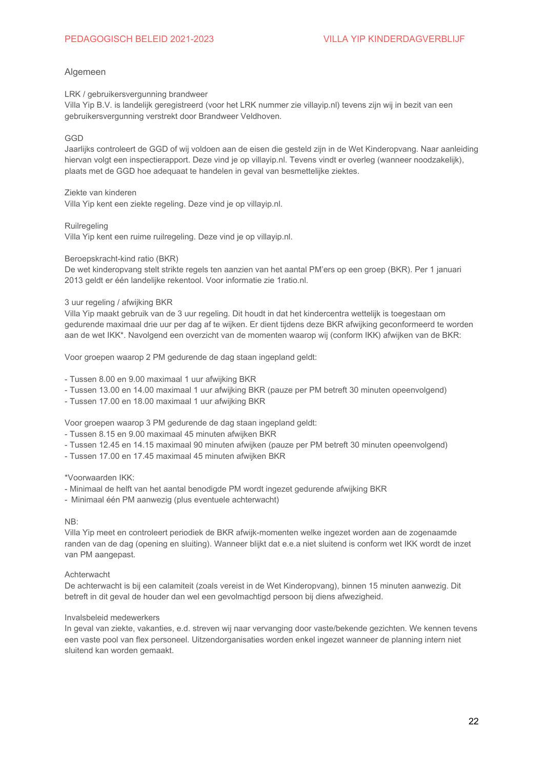## Algemeen

LRK / gebruikersvergunning brandweer
Villa Yip B.V. is landelijk geregistreerd (voor het LRK nummer zie villayip.nl) tevens zijn wij in bezit van een gebruikersvergunning verstrekt door Brandweer Veldhoven.

GGD
Jaarlijks controleert de GGD of wij voldoen aan de eisen die gesteld zijn in de Wet Kinderopvang. Naar aanleiding hiervan volgt een inspectierapport. Deze vind je op villayip.nl. Tevens vindt er overleg (wanneer noodzakelijk), plaats met de GGD hoe adequaat te handelen in geval van besmettelijke ziektes.

Ziekte van kinderen
Villa Yip kent een ziekte regeling. Deze vind je op villayip.nl.

Ruilregeling
Villa Yip kent een ruime ruilregeling. Deze vind je op villayip.nl.

Beroepskracht-kind ratio (BKR)
De wet kinderopvang stelt strikte regels ten aanzien van het aantal PM'ers op een groep (BKR). Per 1 januari 2013 geldt er één landelijke rekentool. Voor informatie zie 1ratio.nl.

3 uur regeling / afwijking BKR
Villa Yip maakt gebruik van de 3 uur regeling. Dit houdt in dat het kindercentra wettelijk is toegestaan om gedurende maximaal drie uur per dag af te wijken. Er dient tijdens deze BKR afwijking geconformeerd te worden aan de wet IKK*. Navolgend een overzicht van de momenten waarop wij (conform IKK) afwijken van de BKR:

Voor groepen waarop 2 PM gedurende de dag staan ingepland geldt:

- Tussen 8.00 en 9.00 maximaal 1 uur afwijking BKR
- Tussen 13.00 en 14.00 maximaal 1 uur afwijking BKR (pauze per PM betreft 30 minuten opeenvolgend)
- Tussen 17.00 en 18.00 maximaal 1 uur afwijking BKR

Voor groepen waarop 3 PM gedurende de dag staan ingepland geldt:
- Tussen 8.15 en 9.00 maximaal 45 minuten afwijken BKR
- Tussen 12.45 en 14.15 maximaal 90 minuten afwijken (pauze per PM betreft 30 minuten opeenvolgend)
- Tussen 17.00 en 17.45 maximaal 45 minuten afwijken BKR

*Voorwaarden IKK:
- Minimaal de helft van het aantal benodigde PM wordt ingezet gedurende afwijking BKR
- Minimaal één PM aanwezig (plus eventuele achterwacht)

NB:
Villa Yip meet en controleert periodiek de BKR afwijk-momenten welke ingezet worden aan de zogenaamde randen van de dag (opening en sluiting). Wanneer blijkt dat e.e.a niet sluitend is conform wet IKK wordt de inzet van PM aangepast.

Achterwacht
De achterwacht is bij een calamiteit (zoals vereist in de Wet Kinderopvang), binnen 15 minuten aanwezig. Dit betreft in dit geval de houder dan wel een gevolmachtigd persoon bij diens afwezigheid.

Invalsbeleid medewerkers
In geval van ziekte, vakanties, e.d. streven wij naar vervanging door vaste/bekende gezichten. We kennen tevens een vaste pool van flex personeel. Uitzendorganisaties worden enkel ingezet wanneer de planning intern niet sluitend kan worden gemaakt.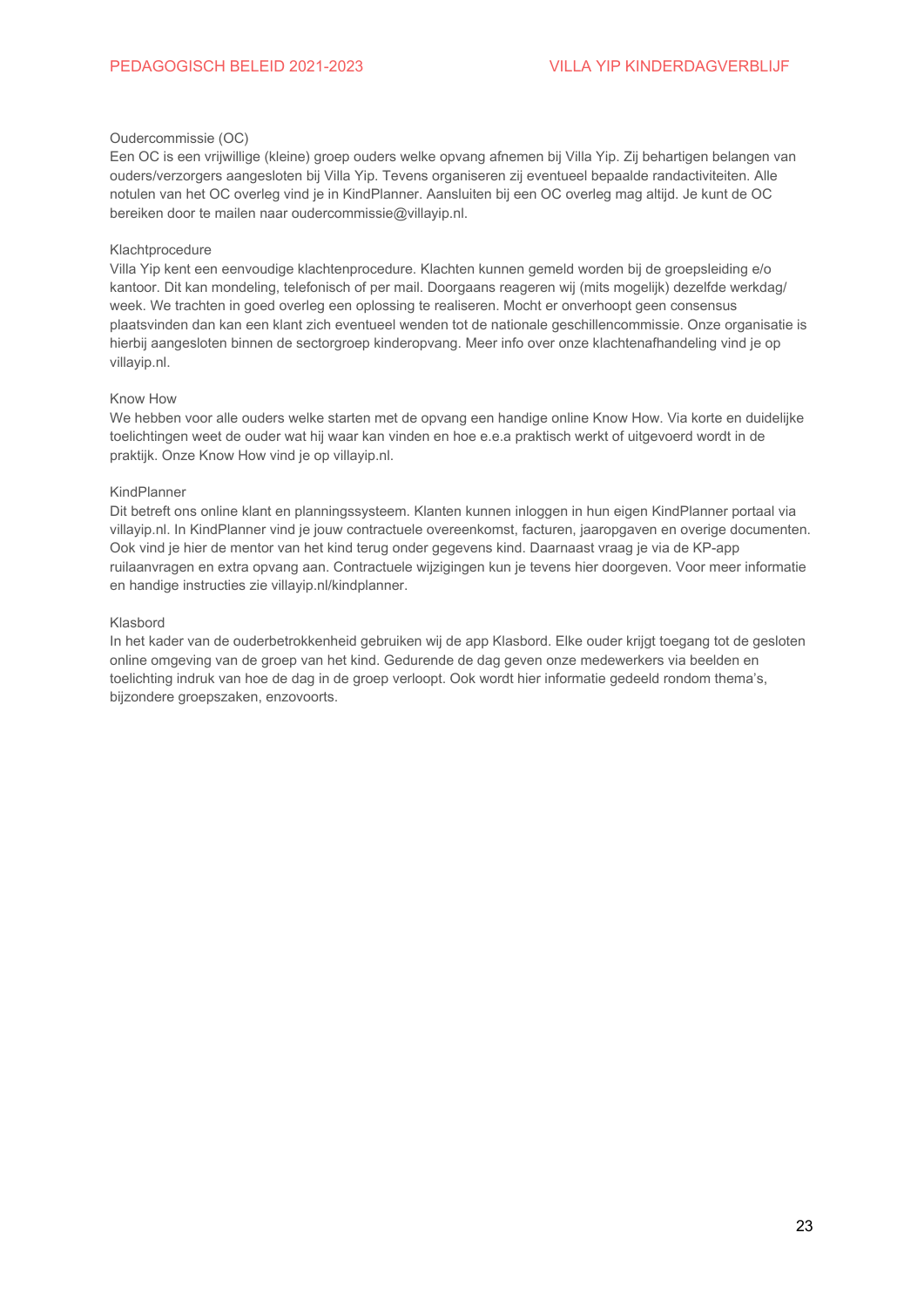### Oudercommissie (OC)

Een OC is een vrijwillige (kleine) groep ouders welke opvang afnemen bij Villa Yip. Zij behartigen belangen van ouders/verzorgers aangesloten bij Villa Yip. Tevens organiseren zij eventueel bepaalde randactiviteiten. Alle notulen van het OC overleg vind je in KindPlanner. Aansluiten bij een OC overleg mag altijd. Je kunt de OC bereiken door te mailen naar oudercommissie@villayip.nl.

### Klachtprocedure

Villa Yip kent een eenvoudige klachtenprocedure. Klachten kunnen gemeld worden bij de groepsleiding e/o kantoor. Dit kan mondeling, telefonisch of per mail. Doorgaans reageren wij (mits mogelijk) dezelfde werkdag/ week. We trachten in goed overleg een oplossing te realiseren. Mocht er onverhoopt geen consensus plaatsvinden dan kan een klant zich eventueel wenden tot de nationale geschillencommissie. Onze organisatie is hierbij aangesloten binnen de sectorgroep kinderopvang. Meer info over onze klachtenafhandeling vind je op villayip.nl.

### Know How

We hebben voor alle ouders welke starten met de opvang een handige online Know How. Via korte en duidelijke toelichtingen weet de ouder wat hij waar kan vinden en hoe e.e.a praktisch werkt of uitgevoerd wordt in de praktijk. Onze Know How vind je op villayip.nl.

### KindPlanner

Dit betreft ons online klant en planningssysteem. Klanten kunnen inloggen in hun eigen KindPlanner portaal via villayip.nl. In KindPlanner vind je jouw contractuele overeenkomst, facturen, jaaropgaven en overige documenten. Ook vind je hier de mentor van het kind terug onder gegevens kind. Daarnaast vraag je via de KP-app ruilaanvragen en extra opvang aan. Contractuele wijzigingen kun je tevens hier doorgeven. Voor meer informatie en handige instructies zie villayip.nl/kindplanner.

### Klasbord

In het kader van de ouderbetrokkenheid gebruiken wij de app Klasbord. Elke ouder krijgt toegang tot de gesloten online omgeving van de groep van het kind. Gedurende de dag geven onze medewerkers via beelden en toelichting indruk van hoe de dag in de groep verloopt. Ook wordt hier informatie gedeeld rondom thema's, bijzondere groepszaken, enzovoorts.